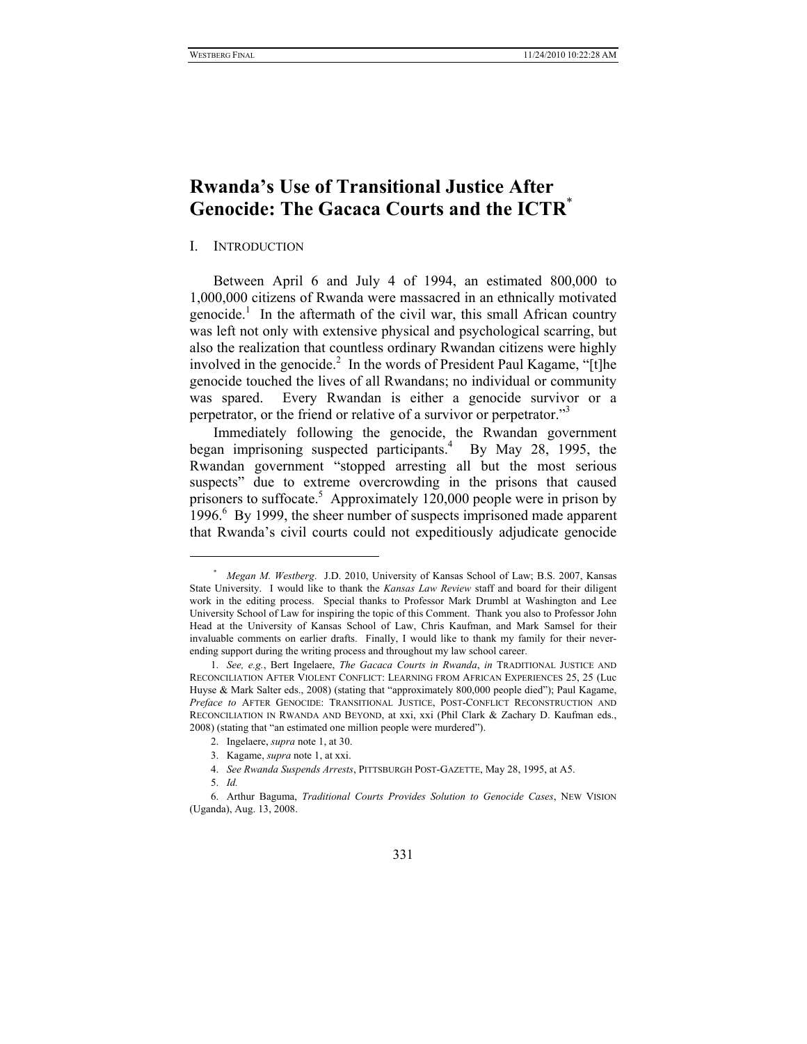# Rwanda's Use of Transitional Justice After Genocide: The Gacaca Courts and the ICTR[*]

## I. INTRODUCTION

Between April 6 and July 4 of 1994, an estimated 800,000 to 1,000,000 citizens of Rwanda were massacred in an ethnically motivated genocide.[1] In the aftermath of the civil war, this small African country was left not only with extensive physical and psychological scarring, but also the realization that countless ordinary Rwandan citizens were highly involved in the genocide.[2] In the words of President Paul Kagame, "[t]he genocide touched the lives of all Rwandans; no individual or community was spared. Every Rwandan is either a genocide survivor or a perpetrator, or the friend or relative of a survivor or perpetrator."[3]

Immediately following the genocide, the Rwandan government began imprisoning suspected participants.[4] By May 28, 1995, the Rwandan government "stopped arresting all but the most serious suspects" due to extreme overcrowding in the prisons that caused prisoners to suffocate.[5] Approximately 120,000 people were in prison by 1996.[6] By 1999, the sheer number of suspects imprisoned made apparent that Rwanda's civil courts could not expeditiously adjudicate genocide

---

\* *Megan M. Westberg*. J.D. 2010, University of Kansas School of Law; B.S. 2007, Kansas State University. I would like to thank the *Kansas Law Review* staff and board for their diligent work in the editing process. Special thanks to Professor Mark Drumbl at Washington and Lee University School of Law for inspiring the topic of this Comment. Thank you also to Professor John Head at the University of Kansas School of Law, Chris Kaufman, and Mark Samsel for their invaluable comments on earlier drafts. Finally, I would like to thank my family for their never-ending support during the writing process and throughout my law school career.

1. *See, e.g.*, Bert Ingelaere, *The Gacaca Courts in Rwanda*, *in* TRADITIONAL JUSTICE AND RECONCILIATION AFTER VIOLENT CONFLICT: LEARNING FROM AFRICAN EXPERIENCES 25, 25 (Luc Huyse & Mark Salter eds., 2008) (stating that "approximately 800,000 people died"); Paul Kagame, *Preface to* AFTER GENOCIDE: TRANSITIONAL JUSTICE, POST-CONFLICT RECONSTRUCTION AND RECONCILIATION IN RWANDA AND BEYOND, at xxi, xxi (Phil Clark & Zachary D. Kaufman eds., 2008) (stating that "an estimated one million people were murdered").

2. Ingelaere, *supra* note 1, at 30.

3. Kagame, *supra* note 1, at xxi.

4. *See Rwanda Suspends Arrests*, PITTSBURGH POST-GAZETTE, May 28, 1995, at A5.

5. *Id.*

6. Arthur Baguma, *Traditional Courts Provides Solution to Genocide Cases*, NEW VISION (Uganda), Aug. 13, 2008.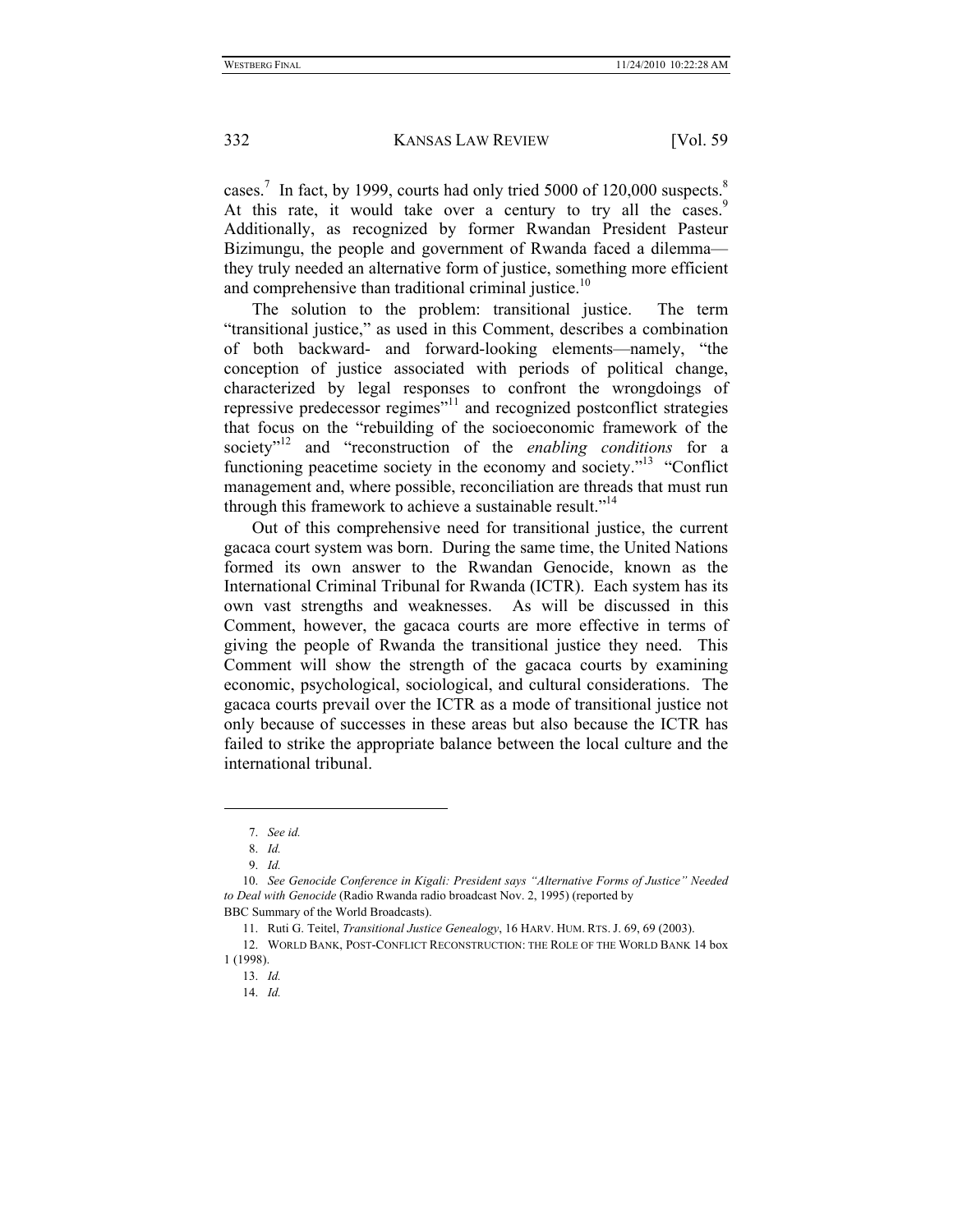cases.[7] In fact, by 1999, courts had only tried 5000 of 120,000 suspects.[8] At this rate, it would take over a century to try all the cases.[9] Additionally, as recognized by former Rwandan President Pasteur Bizimungu, the people and government of Rwanda faced a dilemma—they truly needed an alternative form of justice, something more efficient and comprehensive than traditional criminal justice.[10]

The solution to the problem: transitional justice. The term "transitional justice," as used in this Comment, describes a combination of both backward- and forward-looking elements—namely, "the conception of justice associated with periods of political change, characterized by legal responses to confront the wrongdoings of repressive predecessor regimes"[11] and recognized postconflict strategies that focus on the "rebuilding of the socioeconomic framework of the society"[12] and "reconstruction of the *enabling conditions* for a functioning peacetime society in the economy and society."[13] "Conflict management and, where possible, reconciliation are threads that must run through this framework to achieve a sustainable result."[14]

Out of this comprehensive need for transitional justice, the current gacaca court system was born. During the same time, the United Nations formed its own answer to the Rwandan Genocide, known as the International Criminal Tribunal for Rwanda (ICTR). Each system has its own vast strengths and weaknesses. As will be discussed in this Comment, however, the gacaca courts are more effective in terms of giving the people of Rwanda the transitional justice they need. This Comment will show the strength of the gacaca courts by examining economic, psychological, sociological, and cultural considerations. The gacaca courts prevail over the ICTR as a mode of transitional justice not only because of successes in these areas but also because the ICTR has failed to strike the appropriate balance between the local culture and the international tribunal.

---

7. *See id.*

8. *Id.*

9. *Id.*

10. *See Genocide Conference in Kigali: President says "Alternative Forms of Justice" Needed to Deal with Genocide* (Radio Rwanda radio broadcast Nov. 2, 1995) (reported by BBC Summary of the World Broadcasts).

11. Ruti G. Teitel, *Transitional Justice Genealogy*, 16 HARV. HUM. RTS. J. 69, 69 (2003).

12. WORLD BANK, POST-CONFLICT RECONSTRUCTION: THE ROLE OF THE WORLD BANK 14 box 1 (1998).

13. *Id.*

14. *Id.*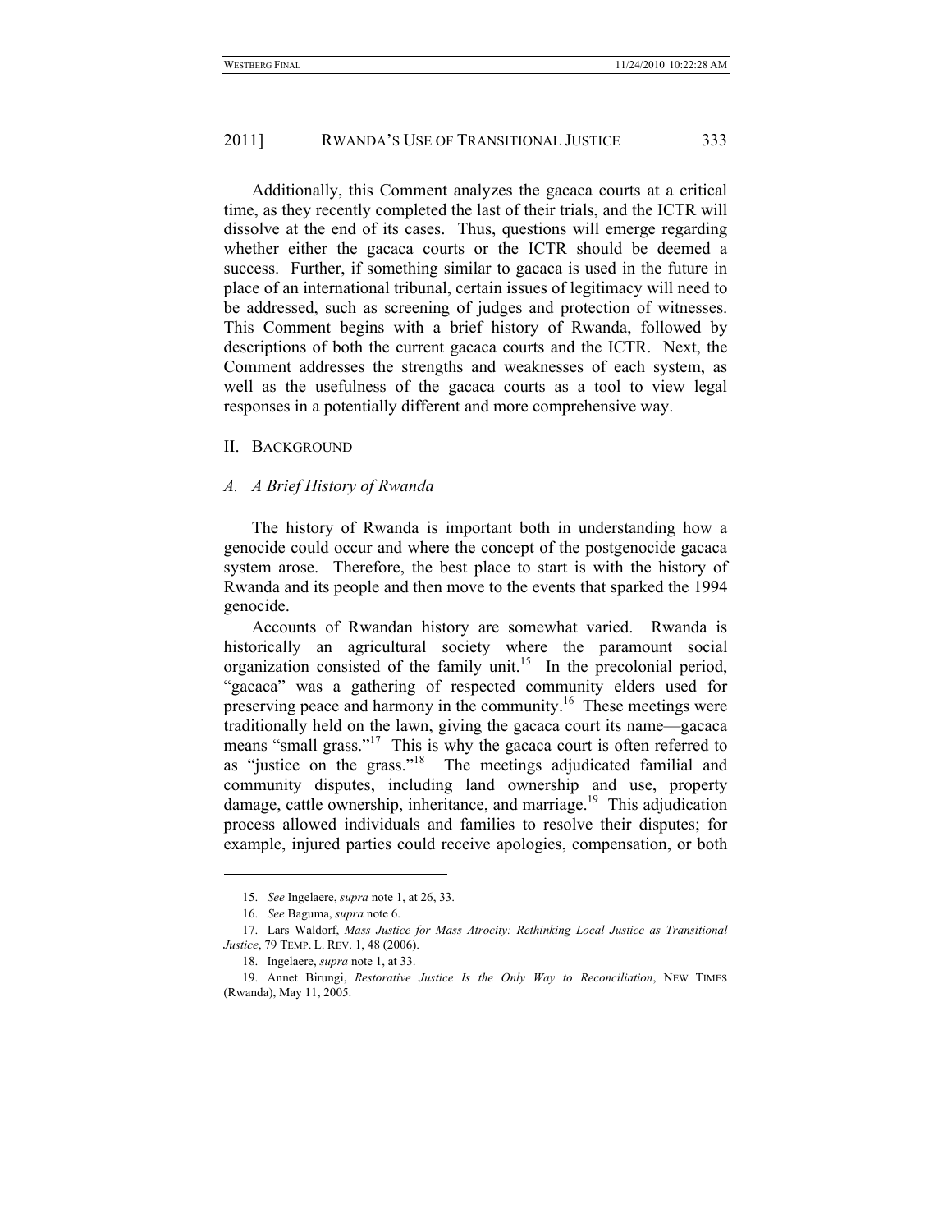Additionally, this Comment analyzes the gacaca courts at a critical time, as they recently completed the last of their trials, and the ICTR will dissolve at the end of its cases. Thus, questions will emerge regarding whether either the gacaca courts or the ICTR should be deemed a success. Further, if something similar to gacaca is used in the future in place of an international tribunal, certain issues of legitimacy will need to be addressed, such as screening of judges and protection of witnesses. This Comment begins with a brief history of Rwanda, followed by descriptions of both the current gacaca courts and the ICTR. Next, the Comment addresses the strengths and weaknesses of each system, as well as the usefulness of the gacaca courts as a tool to view legal responses in a potentially different and more comprehensive way.

## II. BACKGROUND

### *A. A Brief History of Rwanda*

The history of Rwanda is important both in understanding how a genocide could occur and where the concept of the postgenocide gacaca system arose. Therefore, the best place to start is with the history of Rwanda and its people and then move to the events that sparked the 1994 genocide.

Accounts of Rwandan history are somewhat varied. Rwanda is historically an agricultural society where the paramount social organization consisted of the family unit.[15] In the precolonial period, "gacaca" was a gathering of respected community elders used for preserving peace and harmony in the community.[16] These meetings were traditionally held on the lawn, giving the gacaca court its name—gacaca means "small grass."[17] This is why the gacaca court is often referred to as "justice on the grass."[18] The meetings adjudicated familial and community disputes, including land ownership and use, property damage, cattle ownership, inheritance, and marriage.[19] This adjudication process allowed individuals and families to resolve their disputes; for example, injured parties could receive apologies, compensation, or both

---

15. *See* Ingelaere, *supra* note 1, at 26, 33.

16. *See* Baguma, *supra* note 6.

17. Lars Waldorf, *Mass Justice for Mass Atrocity: Rethinking Local Justice as Transitional Justice*, 79 TEMP. L. REV. 1, 48 (2006).

18. Ingelaere, *supra* note 1, at 33.

19. Annet Birungi, *Restorative Justice Is the Only Way to Reconciliation*, NEW TIMES (Rwanda), May 11, 2005.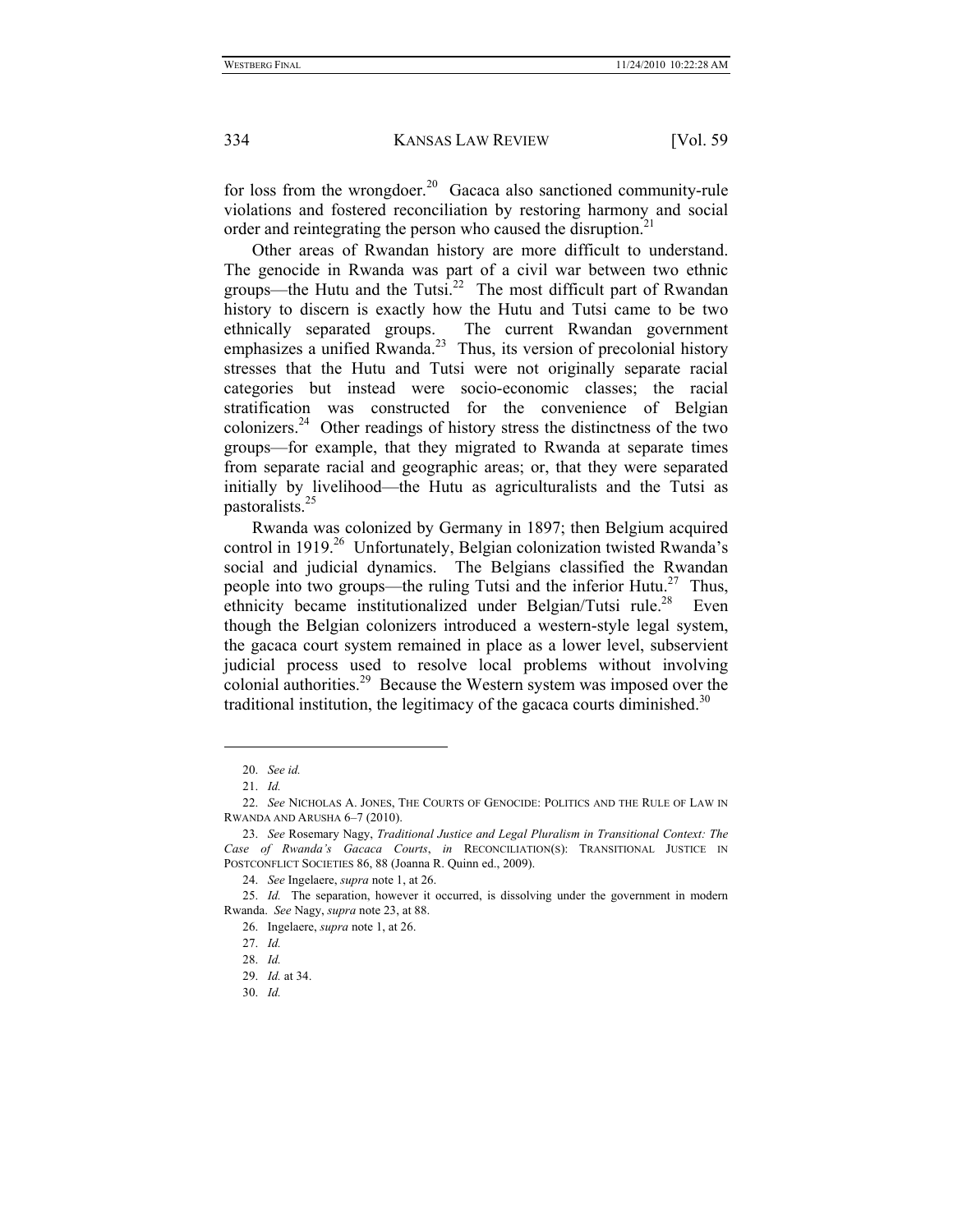for loss from the wrongdoer.[20] Gacaca also sanctioned community-rule violations and fostered reconciliation by restoring harmony and social order and reintegrating the person who caused the disruption.[21]

Other areas of Rwandan history are more difficult to understand. The genocide in Rwanda was part of a civil war between two ethnic groups—the Hutu and the Tutsi.[22] The most difficult part of Rwandan history to discern is exactly how the Hutu and Tutsi came to be two ethnically separated groups. The current Rwandan government emphasizes a unified Rwanda.[23] Thus, its version of precolonial history stresses that the Hutu and Tutsi were not originally separate racial categories but instead were socio-economic classes; the racial stratification was constructed for the convenience of Belgian colonizers.[24] Other readings of history stress the distinctness of the two groups—for example, that they migrated to Rwanda at separate times from separate racial and geographic areas; or, that they were separated initially by livelihood—the Hutu as agriculturalists and the Tutsi as pastoralists.[25]

Rwanda was colonized by Germany in 1897; then Belgium acquired control in 1919.[26] Unfortunately, Belgian colonization twisted Rwanda's social and judicial dynamics. The Belgians classified the Rwandan people into two groups—the ruling Tutsi and the inferior Hutu.[27] Thus, ethnicity became institutionalized under Belgian/Tutsi rule.[28] Even though the Belgian colonizers introduced a western-style legal system, the gacaca court system remained in place as a lower level, subservient judicial process used to resolve local problems without involving colonial authorities.[29] Because the Western system was imposed over the traditional institution, the legitimacy of the gacaca courts diminished.[30]

---

20. *See id.*

21. *Id.*

22. *See* NICHOLAS A. JONES, THE COURTS OF GENOCIDE: POLITICS AND THE RULE OF LAW IN RWANDA AND ARUSHA 6–7 (2010).

23. *See* Rosemary Nagy, *Traditional Justice and Legal Pluralism in Transitional Context: The Case of Rwanda's Gacaca Courts*, *in* RECONCILIATION(S): TRANSITIONAL JUSTICE IN POSTCONFLICT SOCIETIES 86, 88 (Joanna R. Quinn ed., 2009).

24. *See* Ingelaere, *supra* note 1, at 26.

25. *Id.* The separation, however it occurred, is dissolving under the government in modern Rwanda. *See* Nagy, *supra* note 23, at 88.

26. Ingelaere, *supra* note 1, at 26.

27. *Id.*

28. *Id.*

29. *Id.* at 34.

30. *Id.*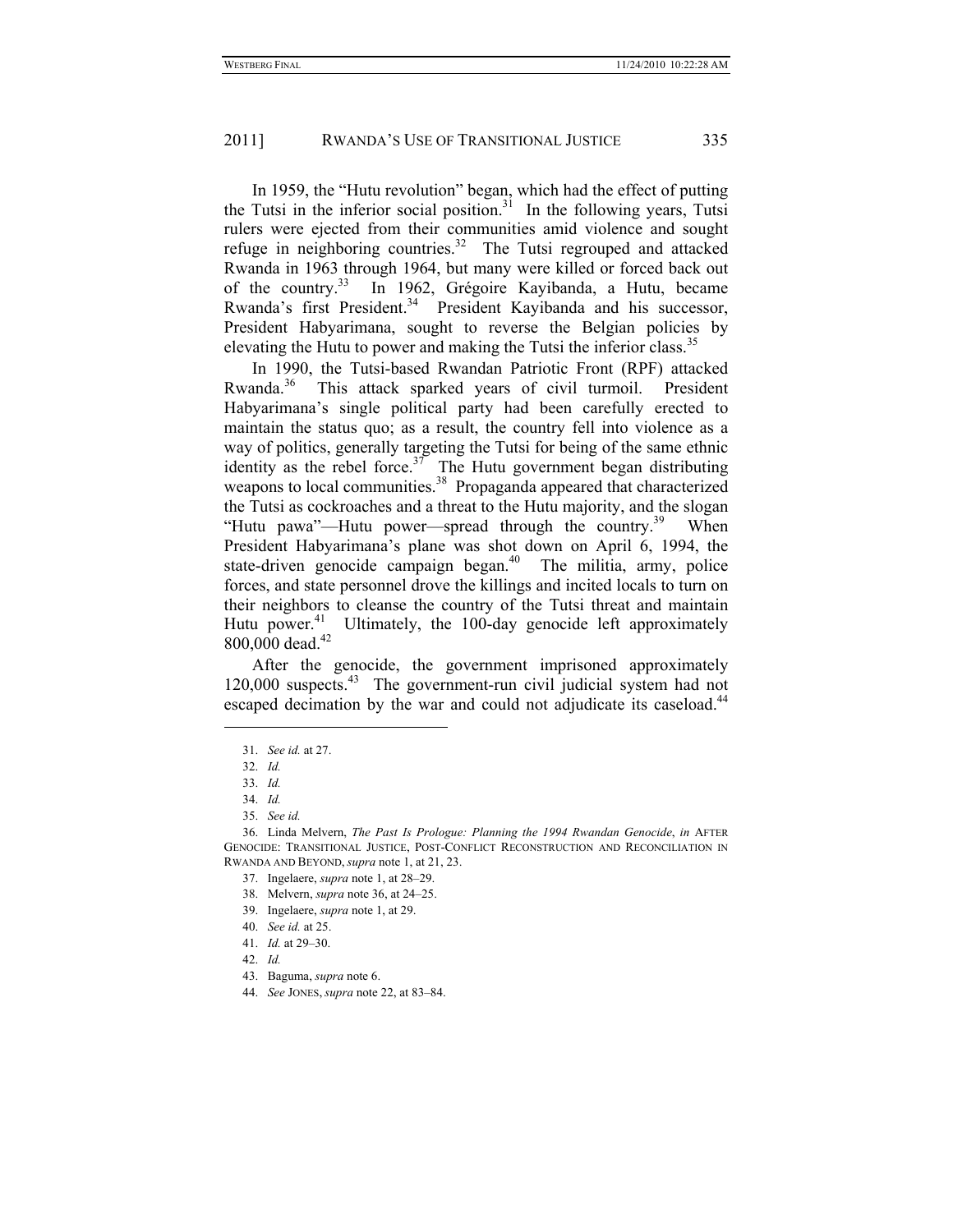In 1959, the "Hutu revolution" began, which had the effect of putting the Tutsi in the inferior social position.[31] In the following years, Tutsi rulers were ejected from their communities amid violence and sought refuge in neighboring countries.[32] The Tutsi regrouped and attacked Rwanda in 1963 through 1964, but many were killed or forced back out of the country.[33] In 1962, Grégoire Kayibanda, a Hutu, became Rwanda's first President.[34] President Kayibanda and his successor, President Habyarimana, sought to reverse the Belgian policies by elevating the Hutu to power and making the Tutsi the inferior class.[35]

In 1990, the Tutsi-based Rwandan Patriotic Front (RPF) attacked Rwanda.[36] This attack sparked years of civil turmoil. President Habyarimana's single political party had been carefully erected to maintain the status quo; as a result, the country fell into violence as a way of politics, generally targeting the Tutsi for being of the same ethnic identity as the rebel force.[37] The Hutu government began distributing weapons to local communities.[38] Propaganda appeared that characterized the Tutsi as cockroaches and a threat to the Hutu majority, and the slogan "Hutu pawa"—Hutu power—spread through the country.[39] When President Habyarimana's plane was shot down on April 6, 1994, the state-driven genocide campaign began.[40] The militia, army, police forces, and state personnel drove the killings and incited locals to turn on their neighbors to cleanse the country of the Tutsi threat and maintain Hutu power.[41] Ultimately, the 100-day genocide left approximately 800,000 dead.[42]

After the genocide, the government imprisoned approximately 120,000 suspects.[43] The government-run civil judicial system had not escaped decimation by the war and could not adjudicate its caseload.[44]

---

31. *See id.* at 27.

32. *Id.*

33. *Id.*

34. *Id.*

35. *See id.*

36. Linda Melvern, *The Past Is Prologue: Planning the 1994 Rwandan Genocide*, *in* AFTER GENOCIDE: TRANSITIONAL JUSTICE, POST-CONFLICT RECONSTRUCTION AND RECONCILIATION IN RWANDA AND BEYOND, *supra* note 1, at 21, 23.

37. Ingelaere, *supra* note 1, at 28–29.

38. Melvern, *supra* note 36, at 24–25.

39. Ingelaere, *supra* note 1, at 29.

40. *See id.* at 25.

41. *Id.* at 29–30.

42. *Id.*

43. Baguma, *supra* note 6.

44. *See* JONES, *supra* note 22, at 83–84.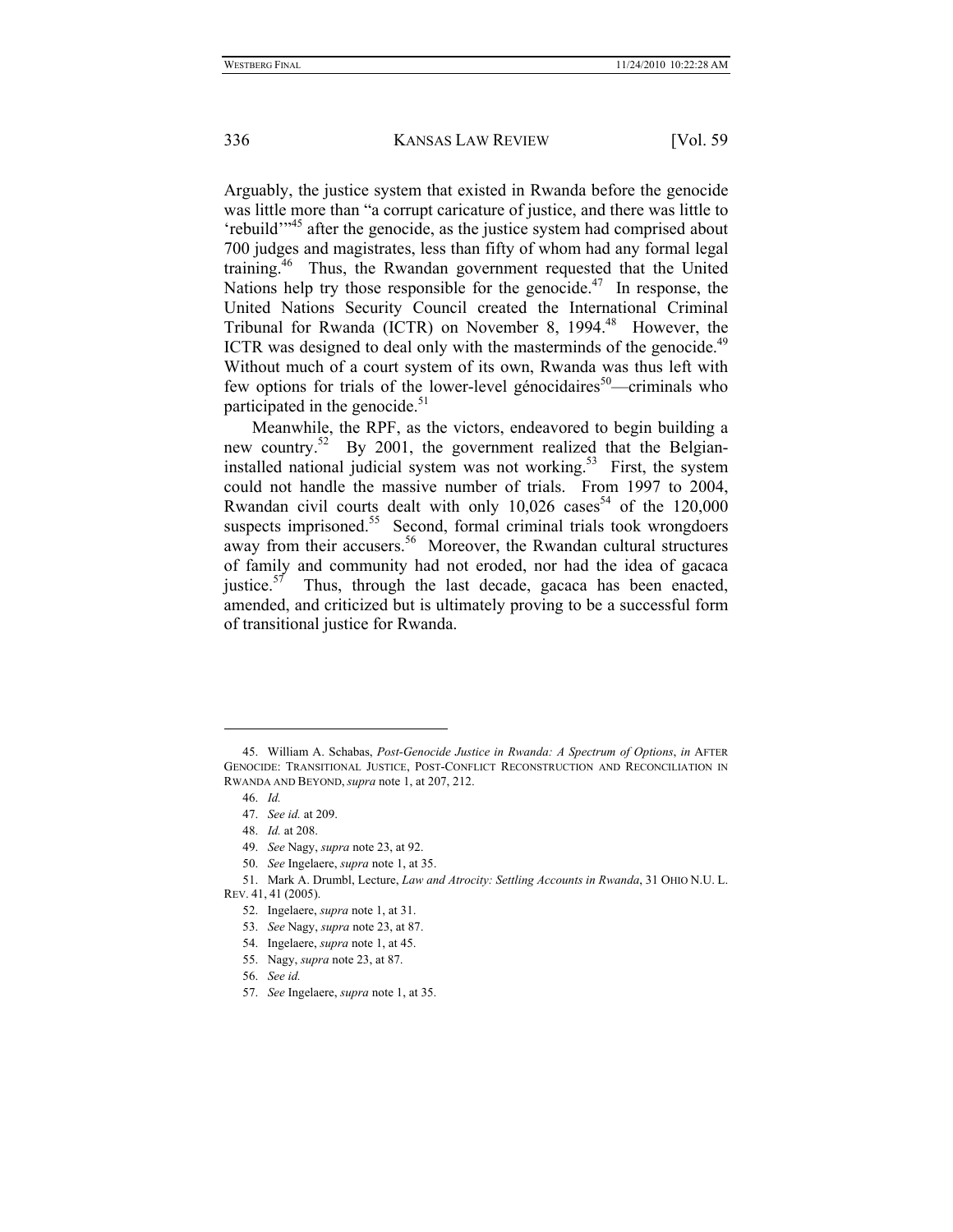Arguably, the justice system that existed in Rwanda before the genocide was little more than "a corrupt caricature of justice, and there was little to 'rebuild'"[45] after the genocide, as the justice system had comprised about 700 judges and magistrates, less than fifty of whom had any formal legal training.[46] Thus, the Rwandan government requested that the United Nations help try those responsible for the genocide.[47] In response, the United Nations Security Council created the International Criminal Tribunal for Rwanda (ICTR) on November 8, 1994.[48] However, the ICTR was designed to deal only with the masterminds of the genocide.[49] Without much of a court system of its own, Rwanda was thus left with few options for trials of the lower-level génocidaires[50]—criminals who participated in the genocide.[51]

Meanwhile, the RPF, as the victors, endeavored to begin building a new country.[52] By 2001, the government realized that the Belgian-installed national judicial system was not working.[53] First, the system could not handle the massive number of trials. From 1997 to 2004, Rwandan civil courts dealt with only 10,026 cases[54] of the 120,000 suspects imprisoned.[55] Second, formal criminal trials took wrongdoers away from their accusers.[56] Moreover, the Rwandan cultural structures of family and community had not eroded, nor had the idea of gacaca justice.[57] Thus, through the last decade, gacaca has been enacted, amended, and criticized but is ultimately proving to be a successful form of transitional justice for Rwanda.

---

45. William A. Schabas, *Post-Genocide Justice in Rwanda: A Spectrum of Options*, *in* AFTER GENOCIDE: TRANSITIONAL JUSTICE, POST-CONFLICT RECONSTRUCTION AND RECONCILIATION IN RWANDA AND BEYOND, *supra* note 1, at 207, 212.

46. *Id.*

47. *See id.* at 209.

48. *Id.* at 208.

49. *See* Nagy, *supra* note 23, at 92.

50. *See* Ingelaere, *supra* note 1, at 35.

51. Mark A. Drumbl, Lecture, *Law and Atrocity: Settling Accounts in Rwanda*, 31 OHIO N.U. L. REV. 41, 41 (2005).

52. Ingelaere, *supra* note 1, at 31.

53. *See* Nagy, *supra* note 23, at 87.

54. Ingelaere, *supra* note 1, at 45.

55. Nagy, *supra* note 23, at 87.

56. *See id.*

57. *See* Ingelaere, *supra* note 1, at 35.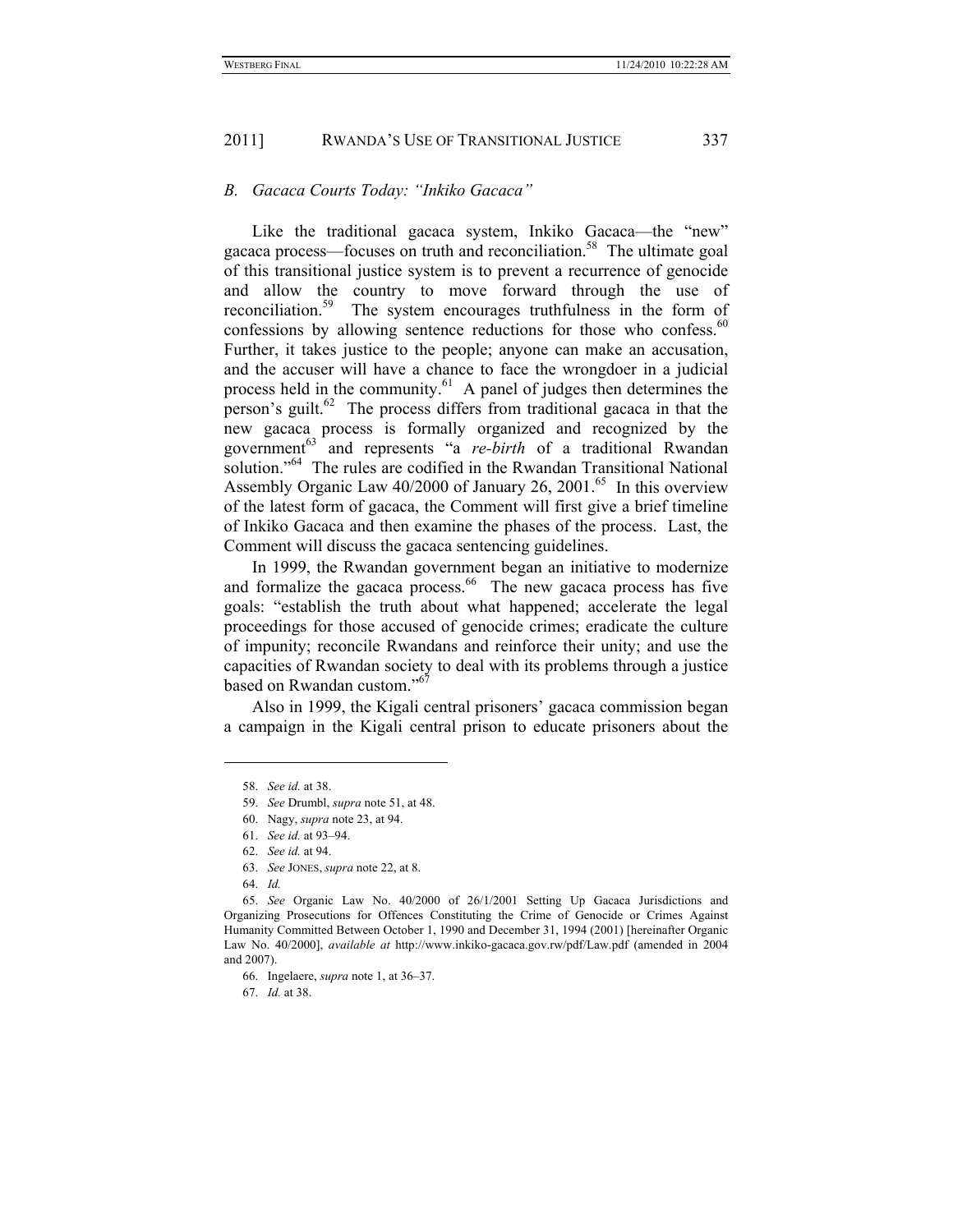### *B. Gacaca Courts Today: "Inkiko Gacaca"*

Like the traditional gacaca system, Inkiko Gacaca—the "new" gacaca process—focuses on truth and reconciliation.[58] The ultimate goal of this transitional justice system is to prevent a recurrence of genocide and allow the country to move forward through the use of reconciliation.[59] The system encourages truthfulness in the form of confessions by allowing sentence reductions for those who confess.[60] Further, it takes justice to the people; anyone can make an accusation, and the accuser will have a chance to face the wrongdoer in a judicial process held in the community.[61] A panel of judges then determines the person's guilt.[62] The process differs from traditional gacaca in that the new gacaca process is formally organized and recognized by the government[63] and represents "a *re-birth* of a traditional Rwandan solution."[64] The rules are codified in the Rwandan Transitional National Assembly Organic Law 40/2000 of January 26, 2001.[65] In this overview of the latest form of gacaca, the Comment will first give a brief timeline of Inkiko Gacaca and then examine the phases of the process. Last, the Comment will discuss the gacaca sentencing guidelines.

In 1999, the Rwandan government began an initiative to modernize and formalize the gacaca process.[66] The new gacaca process has five goals: "establish the truth about what happened; accelerate the legal proceedings for those accused of genocide crimes; eradicate the culture of impunity; reconcile Rwandans and reinforce their unity; and use the capacities of Rwandan society to deal with its problems through a justice based on Rwandan custom."[67]

Also in 1999, the Kigali central prisoners' gacaca commission began a campaign in the Kigali central prison to educate prisoners about the

---

58. *See id.* at 38.

59. *See* Drumbl, *supra* note 51, at 48.

60. Nagy, *supra* note 23, at 94.

61. *See id.* at 93–94.

62. *See id.* at 94.

63. *See* JONES, *supra* note 22, at 8.

64. *Id.*

65. *See* Organic Law No. 40/2000 of 26/1/2001 Setting Up Gacaca Jurisdictions and Organizing Prosecutions for Offences Constituting the Crime of Genocide or Crimes Against Humanity Committed Between October 1, 1990 and December 31, 1994 (2001) [hereinafter Organic Law No. 40/2000], *available at* http://www.inkiko-gacaca.gov.rw/pdf/Law.pdf (amended in 2004 and 2007).

66. Ingelaere, *supra* note 1, at 36–37.

67. *Id.* at 38.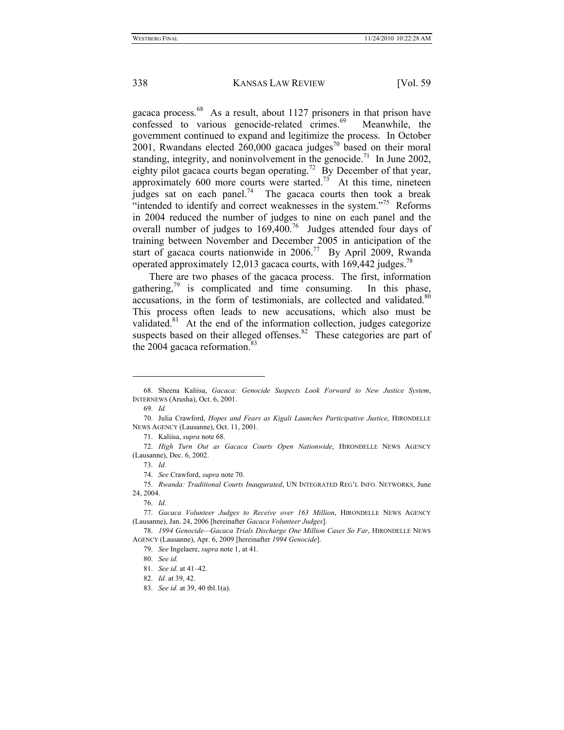gacaca process.[68] As a result, about 1127 prisoners in that prison have confessed to various genocide-related crimes.[69] Meanwhile, the government continued to expand and legitimize the process. In October 2001, Rwandans elected 260,000 gacaca judges[70] based on their moral standing, integrity, and noninvolvement in the genocide.[71] In June 2002, eighty pilot gacaca courts began operating.[72] By December of that year, approximately 600 more courts were started.[73] At this time, nineteen judges sat on each panel.[74] The gacaca courts then took a break "intended to identify and correct weaknesses in the system."[75] Reforms in 2004 reduced the number of judges to nine on each panel and the overall number of judges to 169,400.[76] Judges attended four days of training between November and December 2005 in anticipation of the start of gacaca courts nationwide in 2006.[77] By April 2009, Rwanda operated approximately 12,013 gacaca courts, with 169,442 judges.[78]

There are two phases of the gacaca process. The first, information gathering,[79] is complicated and time consuming. In this phase, accusations, in the form of testimonials, are collected and validated.[80] This process often leads to new accusations, which also must be validated.[81] At the end of the information collection, judges categorize suspects based on their alleged offenses.[82] These categories are part of the 2004 gacaca reformation.[83]

---

68. Sheena Kaliisa, *Gacaca: Genocide Suspects Look Forward to New Justice System*, INTERNEWS (Arusha), Oct. 6, 2001.

69. *Id.*

70. Julia Crawford, *Hopes and Fears as Kigali Launches Participative Justice*, HIRONDELLE NEWS AGENCY (Lausanne), Oct. 11, 2001.

71. Kaliisa, *supra* note 68.

72. *High Turn Out as Gacaca Courts Open Nationwide*, HIRONDELLE NEWS AGENCY (Lausanne), Dec. 6, 2002.

73. *Id.*

74. *See* Crawford, *supra* note 70.

75. *Rwanda: Traditional Courts Inaugurated*, UN INTEGRATED REG'L INFO. NETWORKS, June 24, 2004.

76. *Id.*

77. *Gacaca Volunteer Judges to Receive over 163 Million*, HIRONDELLE NEWS AGENCY (Lausanne), Jan. 24, 2006 [hereinafter *Gacaca Volunteer Judges*].

78. *1994 Genocide—Gacaca Trials Discharge One Million Cases So Far*, HIRONDELLE NEWS AGENCY (Lausanne), Apr. 6, 2009 [hereinafter *1994 Genocide*].

79. *See* Ingelaere, *supra* note 1, at 41.

80. *See id.*

81. *See id.* at 41–42.

82. *Id.* at 39, 42.

83. *See id.* at 39, 40 tbl.1(a).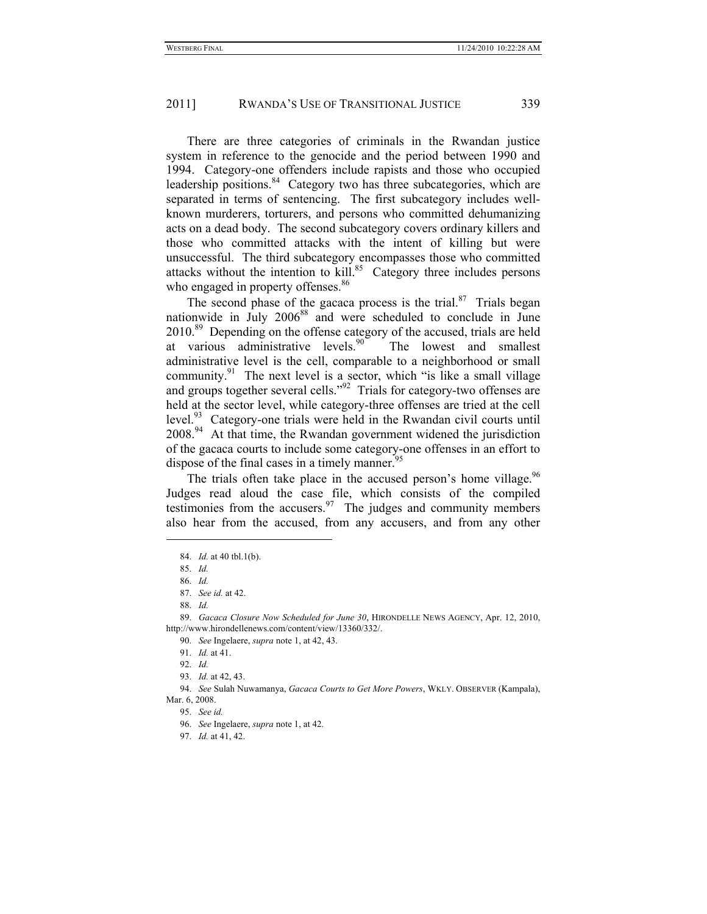There are three categories of criminals in the Rwandan justice system in reference to the genocide and the period between 1990 and 1994. Category-one offenders include rapists and those who occupied leadership positions.[84] Category two has three subcategories, which are separated in terms of sentencing. The first subcategory includes well-known murderers, torturers, and persons who committed dehumanizing acts on a dead body. The second subcategory covers ordinary killers and those who committed attacks with the intent of killing but were unsuccessful. The third subcategory encompasses those who committed attacks without the intention to kill.[85] Category three includes persons who engaged in property offenses.[86]

The second phase of the gacaca process is the trial.[87] Trials began nationwide in July 2006[88] and were scheduled to conclude in June 2010.[89] Depending on the offense category of the accused, trials are held at various administrative levels.[90] The lowest and smallest administrative level is the cell, comparable to a neighborhood or small community.[91] The next level is a sector, which "is like a small village and groups together several cells."[92] Trials for category-two offenses are held at the sector level, while category-three offenses are tried at the cell level.[93] Category-one trials were held in the Rwandan civil courts until 2008.[94] At that time, the Rwandan government widened the jurisdiction of the gacaca courts to include some category-one offenses in an effort to dispose of the final cases in a timely manner.[95]

The trials often take place in the accused person's home village.[96] Judges read aloud the case file, which consists of the compiled testimonies from the accusers.[97] The judges and community members also hear from the accused, from any accusers, and from any other

---

84. *Id.* at 40 tbl.1(b).

85. *Id.*

86. *Id.*

87. *See id.* at 42.

88. *Id.*

89. *Gacaca Closure Now Scheduled for June 30*, HIRONDELLE NEWS AGENCY, Apr. 12, 2010, http://www.hirondellenews.com/content/view/13360/332/.

90. *See* Ingelaere, *supra* note 1, at 42, 43.

91. *Id.* at 41.

92. *Id.*

93. *Id.* at 42, 43.

94. *See* Sulah Nuwamanya, *Gacaca Courts to Get More Powers*, WKLY. OBSERVER (Kampala), Mar. 6, 2008.

95. *See id.*

96. *See* Ingelaere, *supra* note 1, at 42.

97. *Id.* at 41, 42.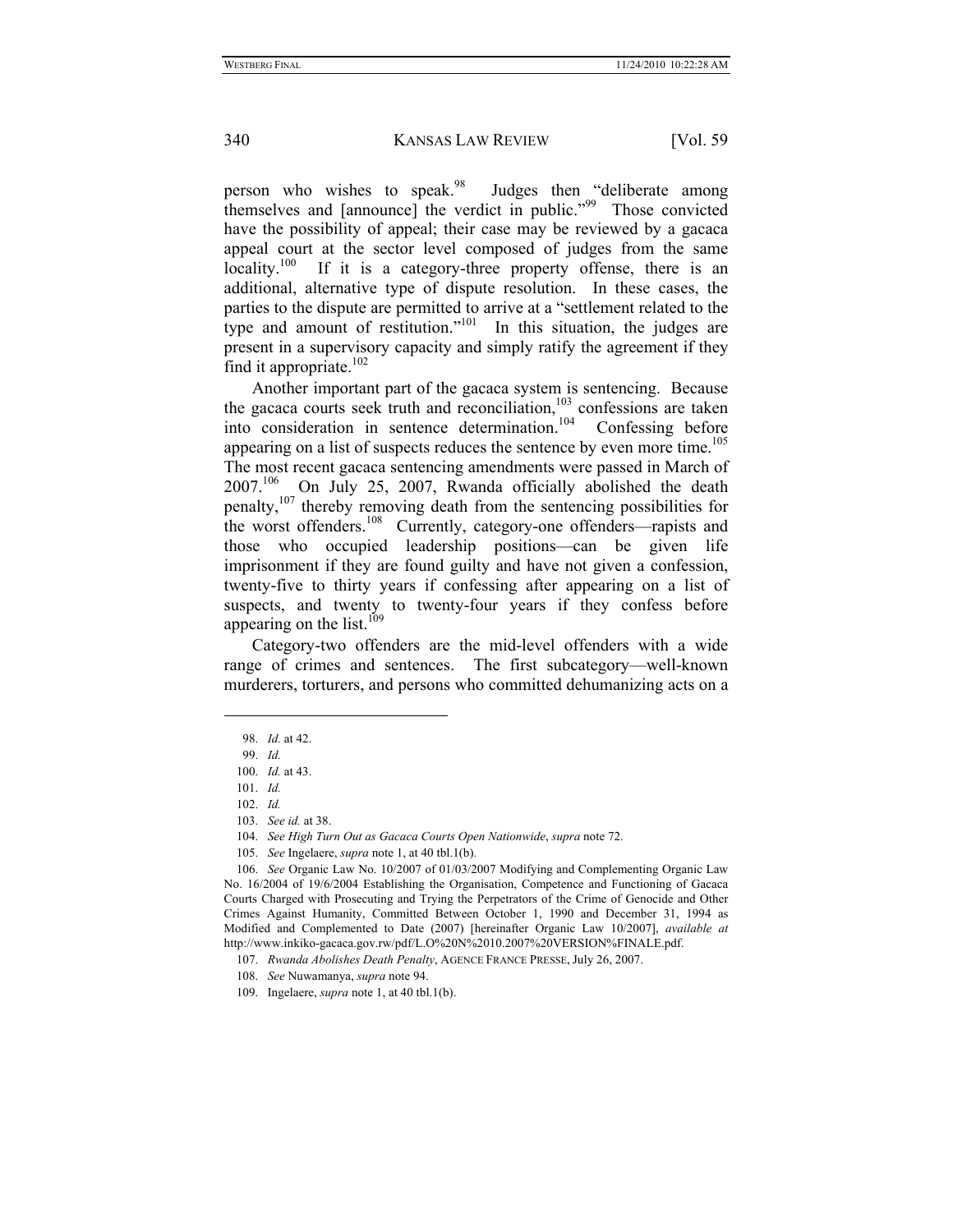person who wishes to speak.[98] Judges then "deliberate among themselves and [announce] the verdict in public."[99] Those convicted have the possibility of appeal; their case may be reviewed by a gacaca appeal court at the sector level composed of judges from the same locality.[100] If it is a category-three property offense, there is an additional, alternative type of dispute resolution. In these cases, the parties to the dispute are permitted to arrive at a "settlement related to the type and amount of restitution."[101] In this situation, the judges are present in a supervisory capacity and simply ratify the agreement if they find it appropriate.[102]

Another important part of the gacaca system is sentencing. Because the gacaca courts seek truth and reconciliation,[103] confessions are taken into consideration in sentence determination.[104] Confessing before appearing on a list of suspects reduces the sentence by even more time.[105] The most recent gacaca sentencing amendments were passed in March of 2007.[106] On July 25, 2007, Rwanda officially abolished the death penalty,[107] thereby removing death from the sentencing possibilities for the worst offenders.[108] Currently, category-one offenders—rapists and those who occupied leadership positions—can be given life imprisonment if they are found guilty and have not given a confession, twenty-five to thirty years if confessing after appearing on a list of suspects, and twenty to twenty-four years if they confess before appearing on the list.[109]

Category-two offenders are the mid-level offenders with a wide range of crimes and sentences. The first subcategory—well-known murderers, torturers, and persons who committed dehumanizing acts on a

---

98. *Id.* at 42.

99. *Id.*

100. *Id.* at 43.

101. *Id.*

102. *Id.*

103. *See id.* at 38.

104. *See High Turn Out as Gacaca Courts Open Nationwide*, *supra* note 72.

105. *See* Ingelaere, *supra* note 1, at 40 tbl.1(b).

106. *See* Organic Law No. 10/2007 of 01/03/2007 Modifying and Complementing Organic Law No. 16/2004 of 19/6/2004 Establishing the Organisation, Competence and Functioning of Gacaca Courts Charged with Prosecuting and Trying the Perpetrators of the Crime of Genocide and Other Crimes Against Humanity, Committed Between October 1, 1990 and December 31, 1994 as Modified and Complemented to Date (2007) [hereinafter Organic Law 10/2007], *available at* http://www.inkiko-gacaca.gov.rw/pdf/L.O%20N%2010.2007%20VERSION%FINALE.pdf.

107. *Rwanda Abolishes Death Penalty*, AGENCE FRANCE PRESSE, July 26, 2007.

108. *See* Nuwamanya, *supra* note 94.

109. Ingelaere, *supra* note 1, at 40 tbl.1(b).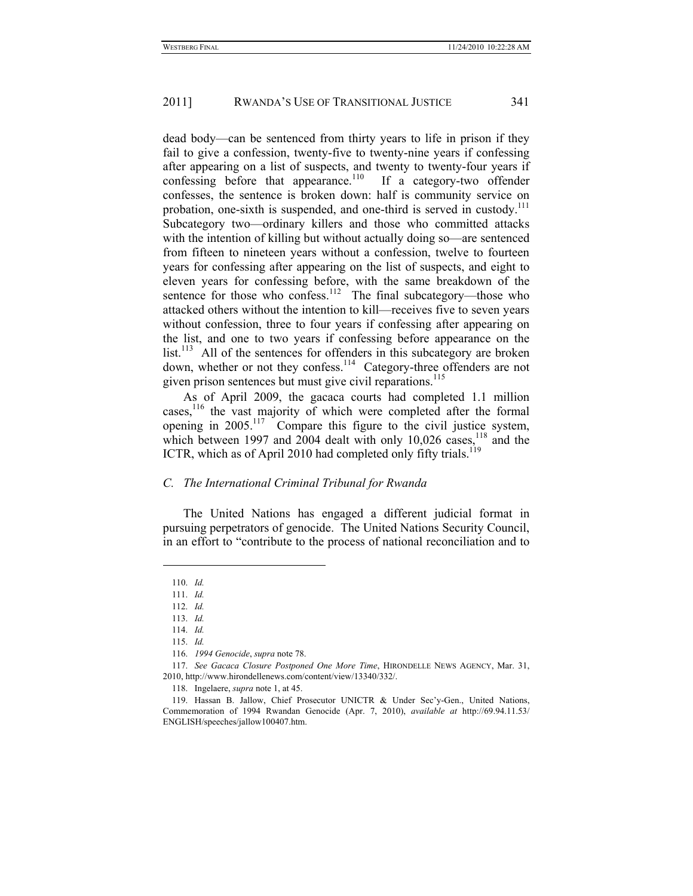dead body—can be sentenced from thirty years to life in prison if they fail to give a confession, twenty-five to twenty-nine years if confessing after appearing on a list of suspects, and twenty to twenty-four years if confessing before that appearance.[110] If a category-two offender confesses, the sentence is broken down: half is community service on probation, one-sixth is suspended, and one-third is served in custody.[111] Subcategory two—ordinary killers and those who committed attacks with the intention of killing but without actually doing so—are sentenced from fifteen to nineteen years without a confession, twelve to fourteen years for confessing after appearing on the list of suspects, and eight to eleven years for confessing before, with the same breakdown of the sentence for those who confess.[112] The final subcategory—those who attacked others without the intention to kill—receives five to seven years without confession, three to four years if confessing after appearing on the list, and one to two years if confessing before appearance on the list.[113] All of the sentences for offenders in this subcategory are broken down, whether or not they confess.[114] Category-three offenders are not given prison sentences but must give civil reparations.[115]

As of April 2009, the gacaca courts had completed 1.1 million cases,[116] the vast majority of which were completed after the formal opening in 2005.[117] Compare this figure to the civil justice system, which between 1997 and 2004 dealt with only 10,026 cases,[118] and the ICTR, which as of April 2010 had completed only fifty trials.[119]

### *C. The International Criminal Tribunal for Rwanda*

The United Nations has engaged a different judicial format in pursuing perpetrators of genocide. The United Nations Security Council, in an effort to "contribute to the process of national reconciliation and to

---

110. *Id.*

111. *Id.*

112. *Id.*

113. *Id.*

114. *Id.*

115. *Id.*

116. *1994 Genocide*, *supra* note 78.

117. *See Gacaca Closure Postponed One More Time*, HIRONDELLE NEWS AGENCY, Mar. 31, 2010, http://www.hirondellenews.com/content/view/13340/332/.

118. Ingelaere, *supra* note 1, at 45.

119. Hassan B. Jallow, Chief Prosecutor UNICTR & Under Sec'y-Gen., United Nations, Commemoration of 1994 Rwandan Genocide (Apr. 7, 2010), *available at* http://69.94.11.53/ENGLISH/speeches/jallow100407.htm.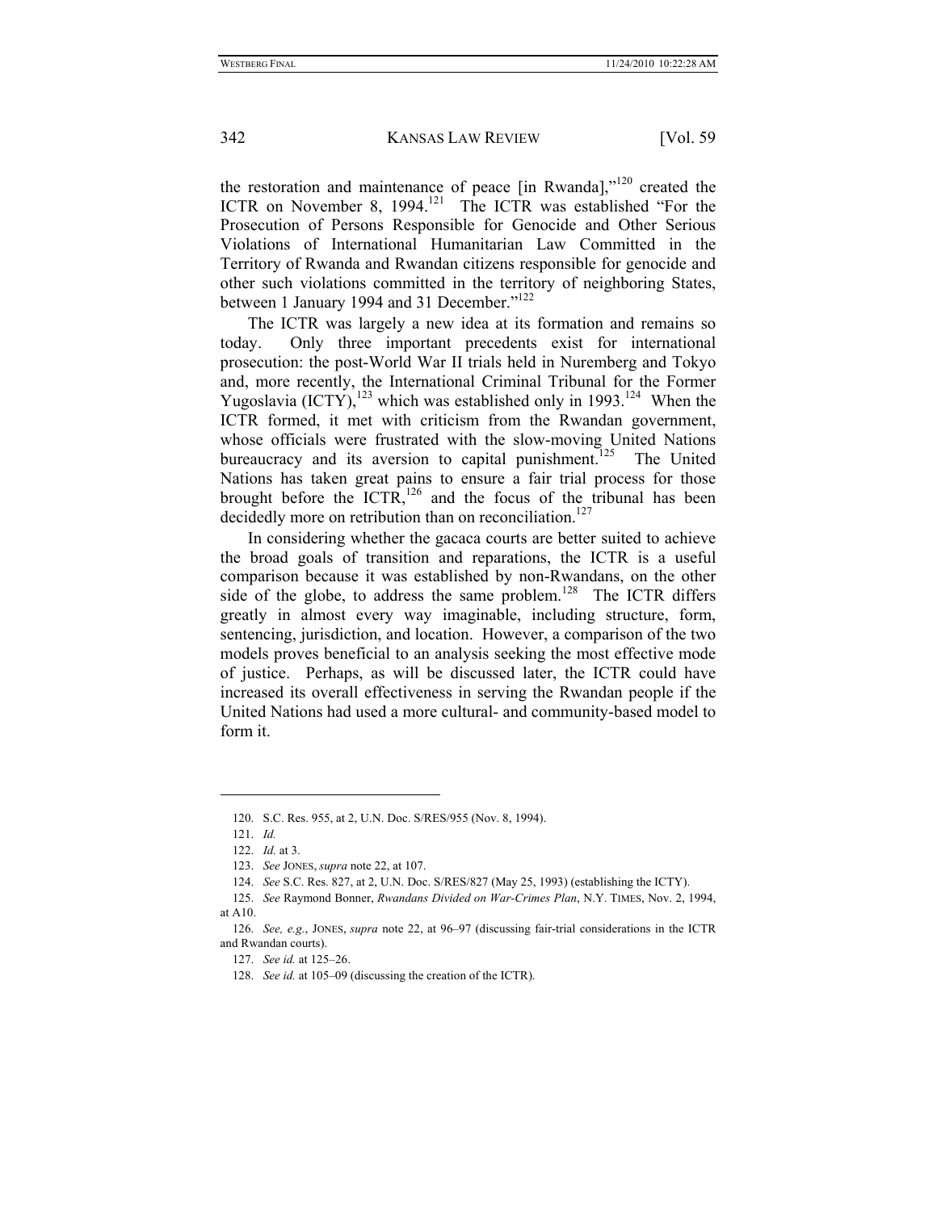the restoration and maintenance of peace [in Rwanda],"[120] created the ICTR on November 8, 1994.[121] The ICTR was established "For the Prosecution of Persons Responsible for Genocide and Other Serious Violations of International Humanitarian Law Committed in the Territory of Rwanda and Rwandan citizens responsible for genocide and other such violations committed in the territory of neighboring States, between 1 January 1994 and 31 December."[122]

The ICTR was largely a new idea at its formation and remains so today. Only three important precedents exist for international prosecution: the post-World War II trials held in Nuremberg and Tokyo and, more recently, the International Criminal Tribunal for the Former Yugoslavia (ICTY),[123] which was established only in 1993.[124] When the ICTR formed, it met with criticism from the Rwandan government, whose officials were frustrated with the slow-moving United Nations bureaucracy and its aversion to capital punishment.[125] The United Nations has taken great pains to ensure a fair trial process for those brought before the ICTR,[126] and the focus of the tribunal has been decidedly more on retribution than on reconciliation.[127]

In considering whether the gacaca courts are better suited to achieve the broad goals of transition and reparations, the ICTR is a useful comparison because it was established by non-Rwandans, on the other side of the globe, to address the same problem.[128] The ICTR differs greatly in almost every way imaginable, including structure, form, sentencing, jurisdiction, and location. However, a comparison of the two models proves beneficial to an analysis seeking the most effective mode of justice. Perhaps, as will be discussed later, the ICTR could have increased its overall effectiveness in serving the Rwandan people if the United Nations had used a more cultural- and community-based model to form it.

---

120. S.C. Res. 955, at 2, U.N. Doc. S/RES/955 (Nov. 8, 1994).

121. *Id.*

122. *Id.* at 3.

123. *See* JONES, *supra* note 22, at 107.

124. *See* S.C. Res. 827, at 2, U.N. Doc. S/RES/827 (May 25, 1993) (establishing the ICTY).

125. *See* Raymond Bonner, *Rwandans Divided on War-Crimes Plan*, N.Y. TIMES, Nov. 2, 1994, at A10.

126. *See, e.g.*, JONES, *supra* note 22, at 96–97 (discussing fair-trial considerations in the ICTR and Rwandan courts).

127. *See id.* at 125–26.

128. *See id.* at 105–09 (discussing the creation of the ICTR).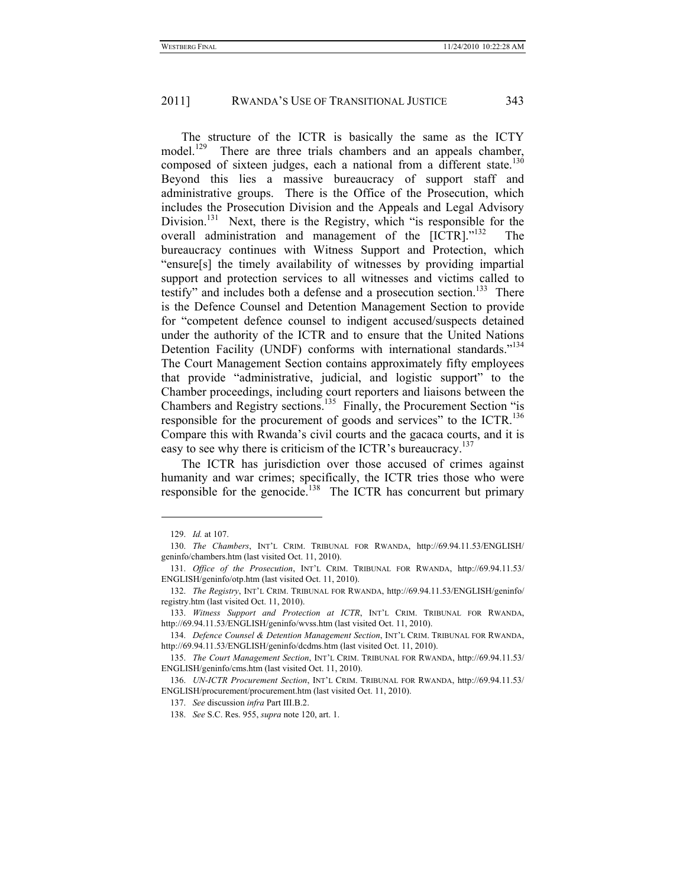The structure of the ICTR is basically the same as the ICTY model.[129] There are three trials chambers and an appeals chamber, composed of sixteen judges, each a national from a different state.[130] Beyond this lies a massive bureaucracy of support staff and administrative groups. There is the Office of the Prosecution, which includes the Prosecution Division and the Appeals and Legal Advisory Division.[131] Next, there is the Registry, which "is responsible for the overall administration and management of the [ICTR]."[132] The bureaucracy continues with Witness Support and Protection, which "ensure[s] the timely availability of witnesses by providing impartial support and protection services to all witnesses and victims called to testify" and includes both a defense and a prosecution section.[133] There is the Defence Counsel and Detention Management Section to provide for "competent defence counsel to indigent accused/suspects detained under the authority of the ICTR and to ensure that the United Nations Detention Facility (UNDF) conforms with international standards."[134] The Court Management Section contains approximately fifty employees that provide "administrative, judicial, and logistic support" to the Chamber proceedings, including court reporters and liaisons between the Chambers and Registry sections.[135] Finally, the Procurement Section "is responsible for the procurement of goods and services" to the ICTR.[136] Compare this with Rwanda's civil courts and the gacaca courts, and it is easy to see why there is criticism of the ICTR's bureaucracy.[137]

The ICTR has jurisdiction over those accused of crimes against humanity and war crimes; specifically, the ICTR tries those who were responsible for the genocide.[138] The ICTR has concurrent but primary

---

129. *Id.* at 107.

130. *The Chambers*, INT'L CRIM. TRIBUNAL FOR RWANDA, http://69.94.11.53/ENGLISH/geninfo/chambers.htm (last visited Oct. 11, 2010).

131. *Office of the Prosecution*, INT'L CRIM. TRIBUNAL FOR RWANDA, http://69.94.11.53/ENGLISH/geninfo/otp.htm (last visited Oct. 11, 2010).

132. *The Registry*, INT'L CRIM. TRIBUNAL FOR RWANDA, http://69.94.11.53/ENGLISH/geninfo/registry.htm (last visited Oct. 11, 2010).

133. *Witness Support and Protection at ICTR*, INT'L CRIM. TRIBUNAL FOR RWANDA, http://69.94.11.53/ENGLISH/geninfo/wvss.htm (last visited Oct. 11, 2010).

134. *Defence Counsel & Detention Management Section*, INT'L CRIM. TRIBUNAL FOR RWANDA, http://69.94.11.53/ENGLISH/geninfo/dcdms.htm (last visited Oct. 11, 2010).

135. *The Court Management Section*, INT'L CRIM. TRIBUNAL FOR RWANDA, http://69.94.11.53/ENGLISH/geninfo/cms.htm (last visited Oct. 11, 2010).

136. *UN-ICTR Procurement Section*, INT'L CRIM. TRIBUNAL FOR RWANDA, http://69.94.11.53/ENGLISH/procurement/procurement.htm (last visited Oct. 11, 2010).

137. *See* discussion *infra* Part III.B.2.

138. *See* S.C. Res. 955, *supra* note 120, art. 1.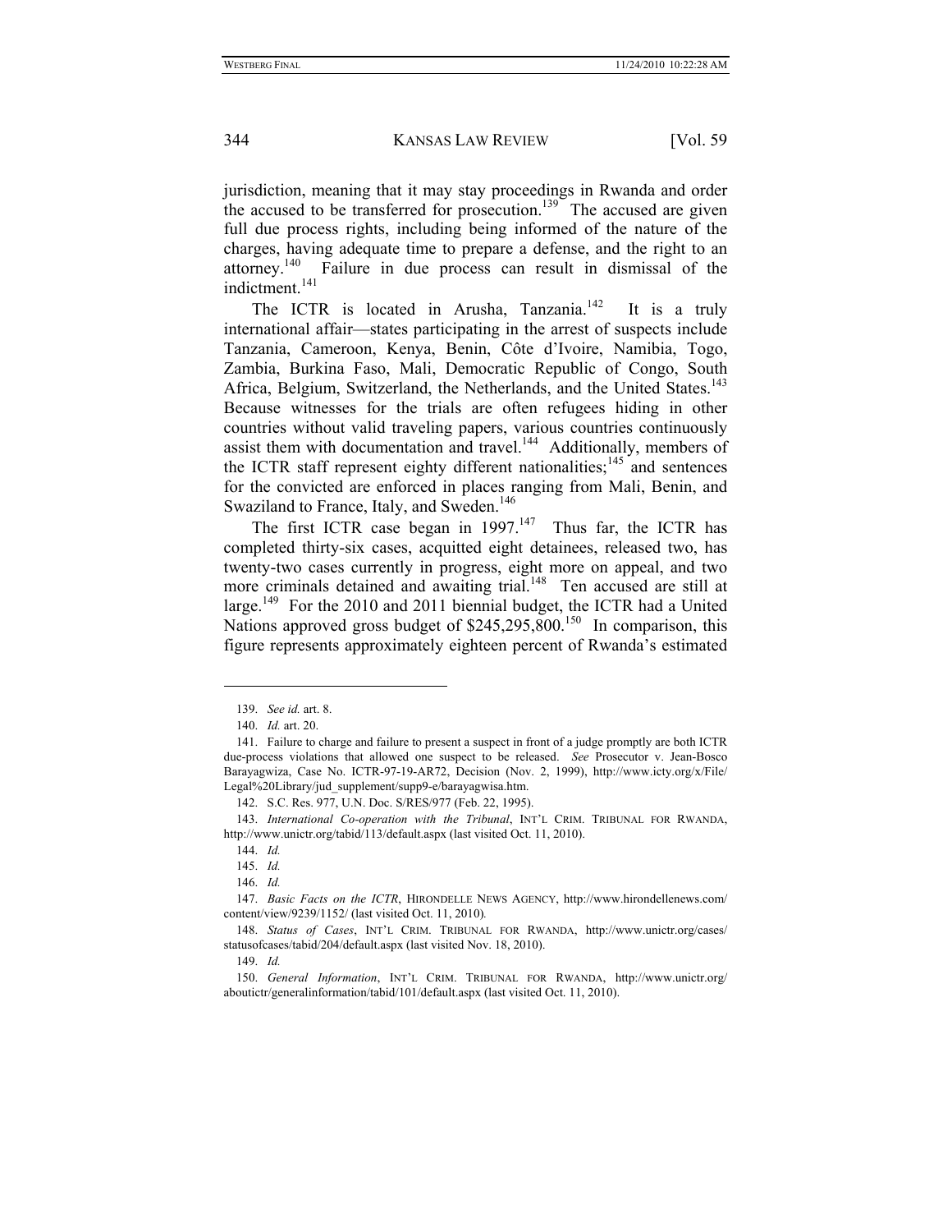jurisdiction, meaning that it may stay proceedings in Rwanda and order the accused to be transferred for prosecution.[139] The accused are given full due process rights, including being informed of the nature of the charges, having adequate time to prepare a defense, and the right to an attorney.[140] Failure in due process can result in dismissal of the indictment.[141]

The ICTR is located in Arusha, Tanzania.[142] It is a truly international affair—states participating in the arrest of suspects include Tanzania, Cameroon, Kenya, Benin, Côte d'Ivoire, Namibia, Togo, Zambia, Burkina Faso, Mali, Democratic Republic of Congo, South Africa, Belgium, Switzerland, the Netherlands, and the United States.[143] Because witnesses for the trials are often refugees hiding in other countries without valid traveling papers, various countries continuously assist them with documentation and travel.[144] Additionally, members of the ICTR staff represent eighty different nationalities;[145] and sentences for the convicted are enforced in places ranging from Mali, Benin, and Swaziland to France, Italy, and Sweden.[146]

The first ICTR case began in 1997.[147] Thus far, the ICTR has completed thirty-six cases, acquitted eight detainees, released two, has twenty-two cases currently in progress, eight more on appeal, and two more criminals detained and awaiting trial.[148] Ten accused are still at large.[149] For the 2010 and 2011 biennial budget, the ICTR had a United Nations approved gross budget of $245,295,800.[150] In comparison, this figure represents approximately eighteen percent of Rwanda's estimated

---

139. *See id.* art. 8.

140. *Id.* art. 20.

141. Failure to charge and failure to present a suspect in front of a judge promptly are both ICTR due-process violations that allowed one suspect to be released. *See* Prosecutor v. Jean-Bosco Barayagwiza, Case No. ICTR-97-19-AR72, Decision (Nov. 2, 1999), http://www.icty.org/x/File/Legal%20Library/jud_supplement/supp9-e/barayagwisa.htm.

142. S.C. Res. 977, U.N. Doc. S/RES/977 (Feb. 22, 1995).

143. *International Co-operation with the Tribunal*, INT'L CRIM. TRIBUNAL FOR RWANDA, http://www.unictr.org/tabid/113/default.aspx (last visited Oct. 11, 2010).

144. *Id.*

145. *Id.*

146. *Id.*

147. *Basic Facts on the ICTR*, HIRONDELLE NEWS AGENCY, http://www.hirondellenews.com/content/view/9239/1152/ (last visited Oct. 11, 2010).

148. *Status of Cases*, INT'L CRIM. TRIBUNAL FOR RWANDA, http://www.unictr.org/cases/statusofcases/tabid/204/default.aspx (last visited Nov. 18, 2010).

149. *Id.*

150. *General Information*, INT'L CRIM. TRIBUNAL FOR RWANDA, http://www.unictr.org/aboutictr/generalinformation/tabid/101/default.aspx (last visited Oct. 11, 2010).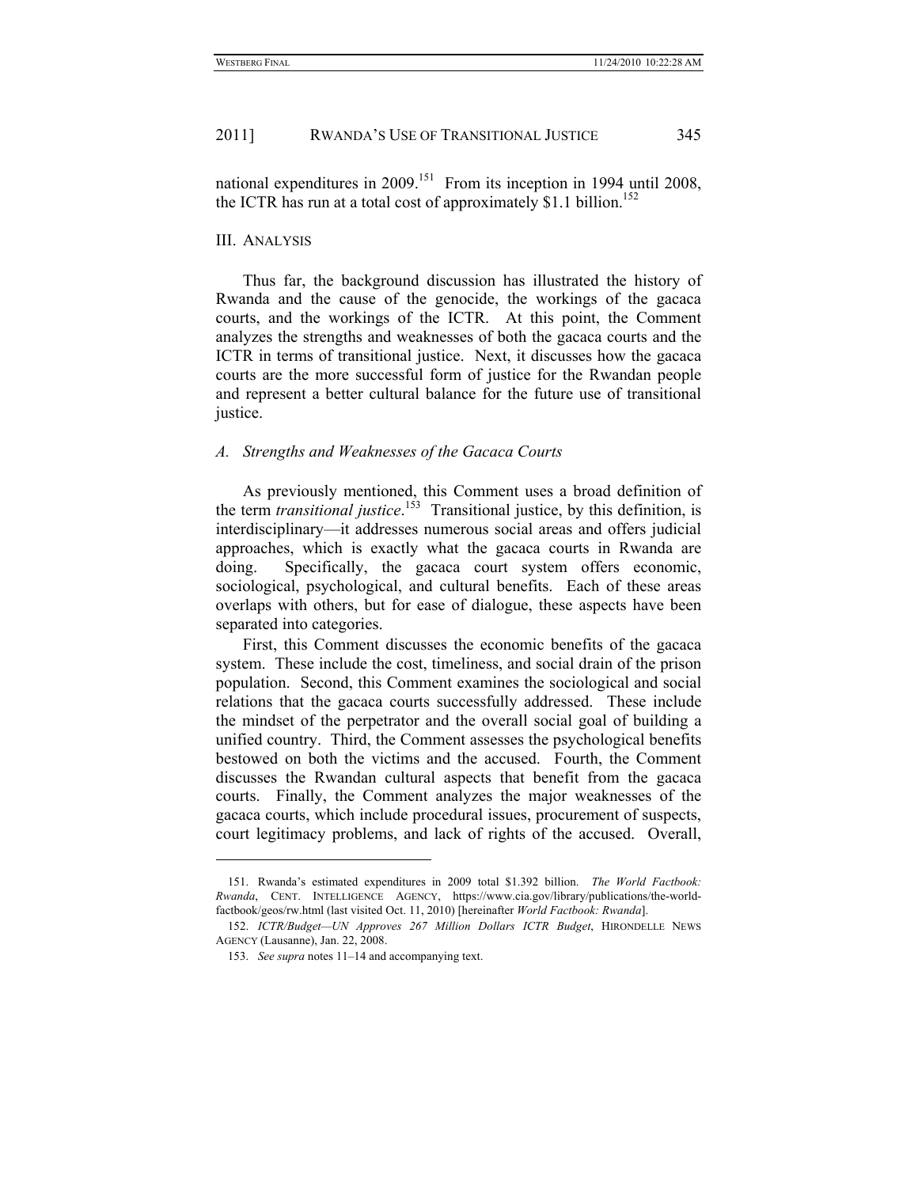national expenditures in 2009.[151] From its inception in 1994 until 2008, the ICTR has run at a total cost of approximately $1.1 billion.[152]

## III. Analysis

Thus far, the background discussion has illustrated the history of Rwanda and the cause of the genocide, the workings of the gacaca courts, and the workings of the ICTR. At this point, the Comment analyzes the strengths and weaknesses of both the gacaca courts and the ICTR in terms of transitional justice. Next, it discusses how the gacaca courts are the more successful form of justice for the Rwandan people and represent a better cultural balance for the future use of transitional justice.

### *A. Strengths and Weaknesses of the Gacaca Courts*

As previously mentioned, this Comment uses a broad definition of the term *transitional justice*.[153] Transitional justice, by this definition, is interdisciplinary—it addresses numerous social areas and offers judicial approaches, which is exactly what the gacaca courts in Rwanda are doing. Specifically, the gacaca court system offers economic, sociological, psychological, and cultural benefits. Each of these areas overlaps with others, but for ease of dialogue, these aspects have been separated into categories.

First, this Comment discusses the economic benefits of the gacaca system. These include the cost, timeliness, and social drain of the prison population. Second, this Comment examines the sociological and social relations that the gacaca courts successfully addressed. These include the mindset of the perpetrator and the overall social goal of building a unified country. Third, the Comment assesses the psychological benefits bestowed on both the victims and the accused. Fourth, the Comment discusses the Rwandan cultural aspects that benefit from the gacaca courts. Finally, the Comment analyzes the major weaknesses of the gacaca courts, which include procedural issues, procurement of suspects, court legitimacy problems, and lack of rights of the accused. Overall,

---

151. Rwanda's estimated expenditures in 2009 total $1.392 billion. *The World Factbook: Rwanda*, Cent. Intelligence Agency, https://www.cia.gov/library/publications/the-world-factbook/geos/rw.html (last visited Oct. 11, 2010) [hereinafter *World Factbook: Rwanda*].

152. *ICTR/Budget—UN Approves 267 Million Dollars ICTR Budget*, Hirondelle News Agency (Lausanne), Jan. 22, 2008.

153. *See supra* notes 11–14 and accompanying text.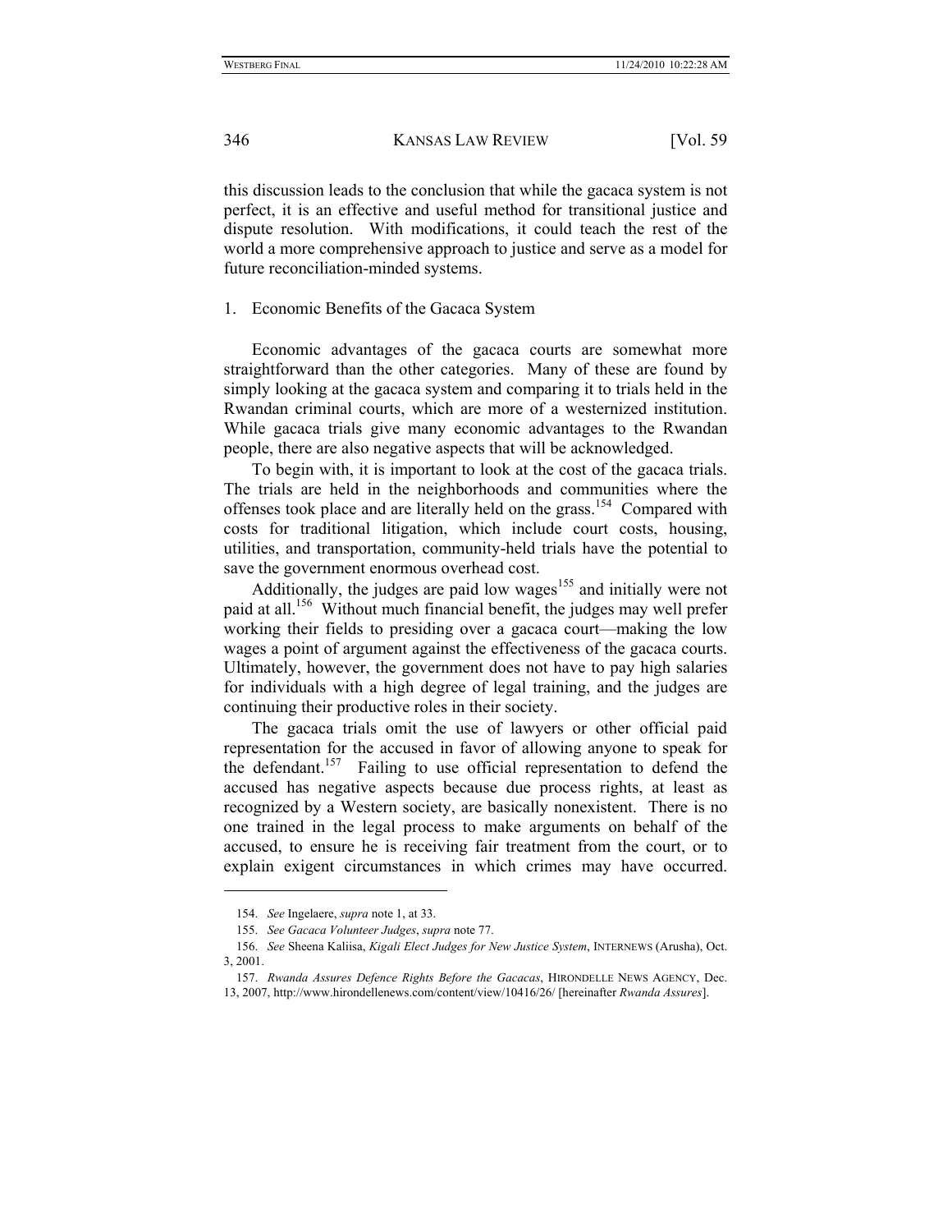this discussion leads to the conclusion that while the gacaca system is not perfect, it is an effective and useful method for transitional justice and dispute resolution. With modifications, it could teach the rest of the world a more comprehensive approach to justice and serve as a model for future reconciliation-minded systems.

### 1. Economic Benefits of the Gacaca System

Economic advantages of the gacaca courts are somewhat more straightforward than the other categories. Many of these are found by simply looking at the gacaca system and comparing it to trials held in the Rwandan criminal courts, which are more of a westernized institution. While gacaca trials give many economic advantages to the Rwandan people, there are also negative aspects that will be acknowledged.

To begin with, it is important to look at the cost of the gacaca trials. The trials are held in the neighborhoods and communities where the offenses took place and are literally held on the grass.[154] Compared with costs for traditional litigation, which include court costs, housing, utilities, and transportation, community-held trials have the potential to save the government enormous overhead cost.

Additionally, the judges are paid low wages[155] and initially were not paid at all.[156] Without much financial benefit, the judges may well prefer working their fields to presiding over a gacaca court—making the low wages a point of argument against the effectiveness of the gacaca courts. Ultimately, however, the government does not have to pay high salaries for individuals with a high degree of legal training, and the judges are continuing their productive roles in their society.

The gacaca trials omit the use of lawyers or other official paid representation for the accused in favor of allowing anyone to speak for the defendant.[157] Failing to use official representation to defend the accused has negative aspects because due process rights, at least as recognized by a Western society, are basically nonexistent. There is no one trained in the legal process to make arguments on behalf of the accused, to ensure he is receiving fair treatment from the court, or to explain exigent circumstances in which crimes may have occurred.

---

154. *See* Ingelaere, *supra* note 1, at 33.

155. *See Gacaca Volunteer Judges*, *supra* note 77.

156. *See* Sheena Kaliisa, *Kigali Elect Judges for New Justice System*, INTERNEWS (Arusha), Oct. 3, 2001.

157. *Rwanda Assures Defence Rights Before the Gacacas*, HIRONDELLE NEWS AGENCY, Dec. 13, 2007, http://www.hirondellenews.com/content/view/10416/26/ [hereinafter *Rwanda Assures*].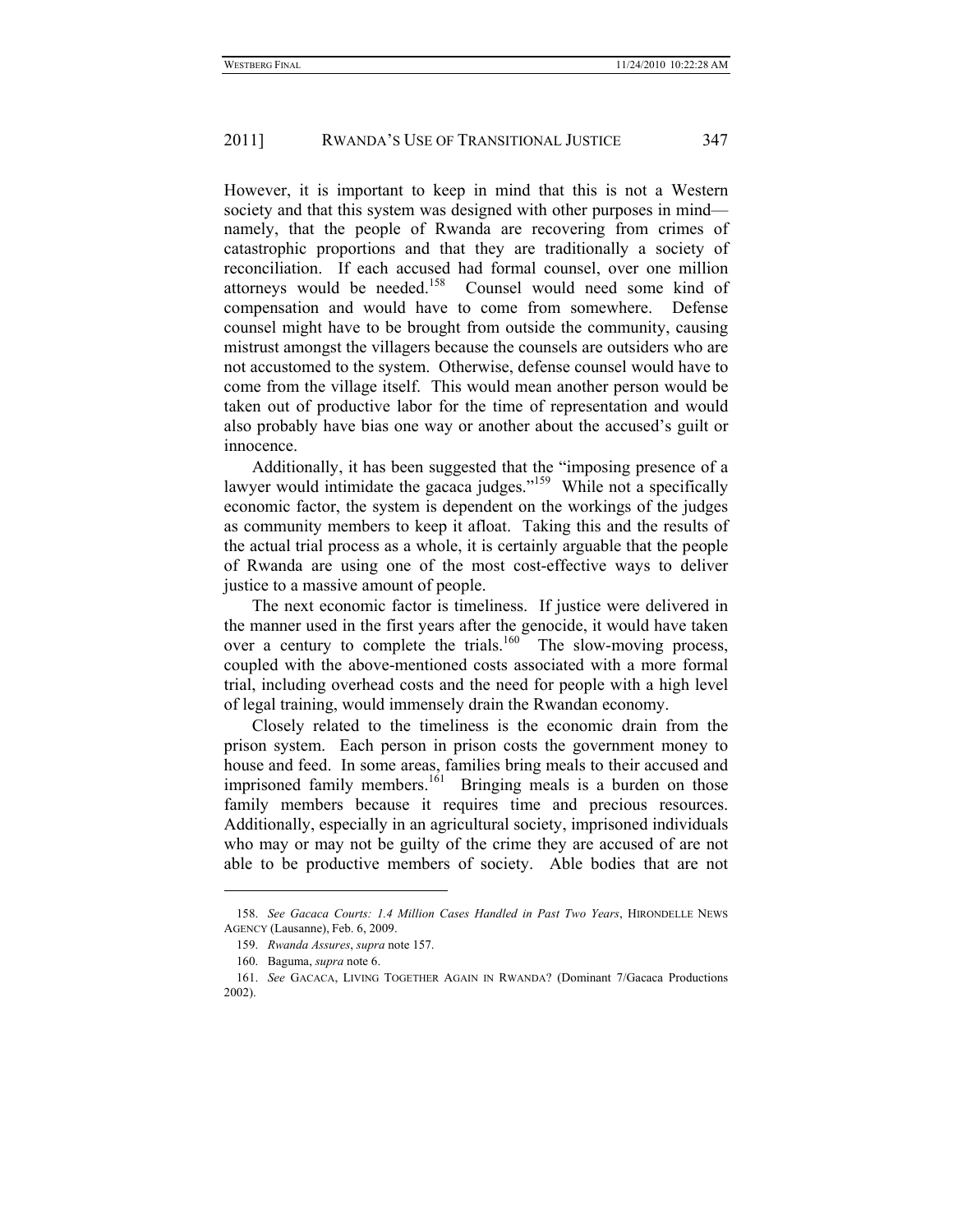However, it is important to keep in mind that this is not a Western society and that this system was designed with other purposes in mind—namely, that the people of Rwanda are recovering from crimes of catastrophic proportions and that they are traditionally a society of reconciliation. If each accused had formal counsel, over one million attorneys would be needed.[158] Counsel would need some kind of compensation and would have to come from somewhere. Defense counsel might have to be brought from outside the community, causing mistrust amongst the villagers because the counsels are outsiders who are not accustomed to the system. Otherwise, defense counsel would have to come from the village itself. This would mean another person would be taken out of productive labor for the time of representation and would also probably have bias one way or another about the accused's guilt or innocence.

Additionally, it has been suggested that the "imposing presence of a lawyer would intimidate the gacaca judges."[159] While not a specifically economic factor, the system is dependent on the workings of the judges as community members to keep it afloat. Taking this and the results of the actual trial process as a whole, it is certainly arguable that the people of Rwanda are using one of the most cost-effective ways to deliver justice to a massive amount of people.

The next economic factor is timeliness. If justice were delivered in the manner used in the first years after the genocide, it would have taken over a century to complete the trials.[160] The slow-moving process, coupled with the above-mentioned costs associated with a more formal trial, including overhead costs and the need for people with a high level of legal training, would immensely drain the Rwandan economy.

Closely related to the timeliness is the economic drain from the prison system. Each person in prison costs the government money to house and feed. In some areas, families bring meals to their accused and imprisoned family members.[161] Bringing meals is a burden on those family members because it requires time and precious resources. Additionally, especially in an agricultural society, imprisoned individuals who may or may not be guilty of the crime they are accused of are not able to be productive members of society. Able bodies that are not

---

158. *See Gacaca Courts: 1.4 Million Cases Handled in Past Two Years*, HIRONDELLE NEWS AGENCY (Lausanne), Feb. 6, 2009.

159. *Rwanda Assures*, *supra* note 157.

160. Baguma, *supra* note 6.

161. *See* GACACA, LIVING TOGETHER AGAIN IN RWANDA? (Dominant 7/Gacaca Productions 2002).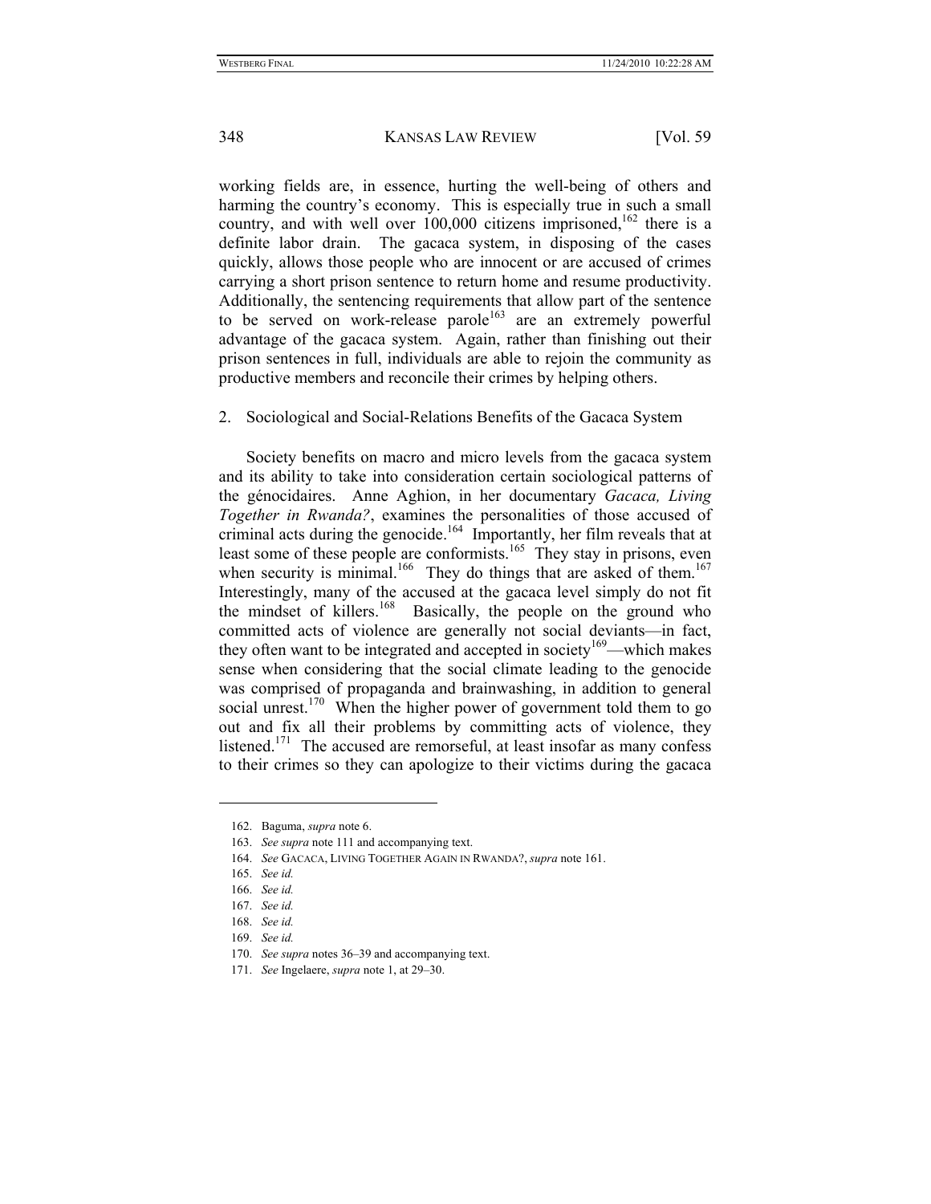working fields are, in essence, hurting the well-being of others and harming the country's economy. This is especially true in such a small country, and with well over 100,000 citizens imprisoned,[162] there is a definite labor drain. The gacaca system, in disposing of the cases quickly, allows those people who are innocent or are accused of crimes carrying a short prison sentence to return home and resume productivity. Additionally, the sentencing requirements that allow part of the sentence to be served on work-release parole[163] are an extremely powerful advantage of the gacaca system. Again, rather than finishing out their prison sentences in full, individuals are able to rejoin the community as productive members and reconcile their crimes by helping others.

### 2. Sociological and Social-Relations Benefits of the Gacaca System

Society benefits on macro and micro levels from the gacaca system and its ability to take into consideration certain sociological patterns of the génocidaires. Anne Aghion, in her documentary *Gacaca, Living Together in Rwanda?*, examines the personalities of those accused of criminal acts during the genocide.[164] Importantly, her film reveals that at least some of these people are conformists.[165] They stay in prisons, even when security is minimal.[166] They do things that are asked of them.[167] Interestingly, many of the accused at the gacaca level simply do not fit the mindset of killers.[168] Basically, the people on the ground who committed acts of violence are generally not social deviants—in fact, they often want to be integrated and accepted in society[169]—which makes sense when considering that the social climate leading to the genocide was comprised of propaganda and brainwashing, in addition to general social unrest.[170] When the higher power of government told them to go out and fix all their problems by committing acts of violence, they listened.[171] The accused are remorseful, at least insofar as many confess to their crimes so they can apologize to their victims during the gacaca

---

162. Baguma, *supra* note 6.
163. *See supra* note 111 and accompanying text.
164. *See* GACACA, LIVING TOGETHER AGAIN IN RWANDA?, *supra* note 161.
165. *See id.*
166. *See id.*
167. *See id.*
168. *See id.*
169. *See id.*
170. *See supra* notes 36–39 and accompanying text.
171. *See* Ingelaere, *supra* note 1, at 29–30.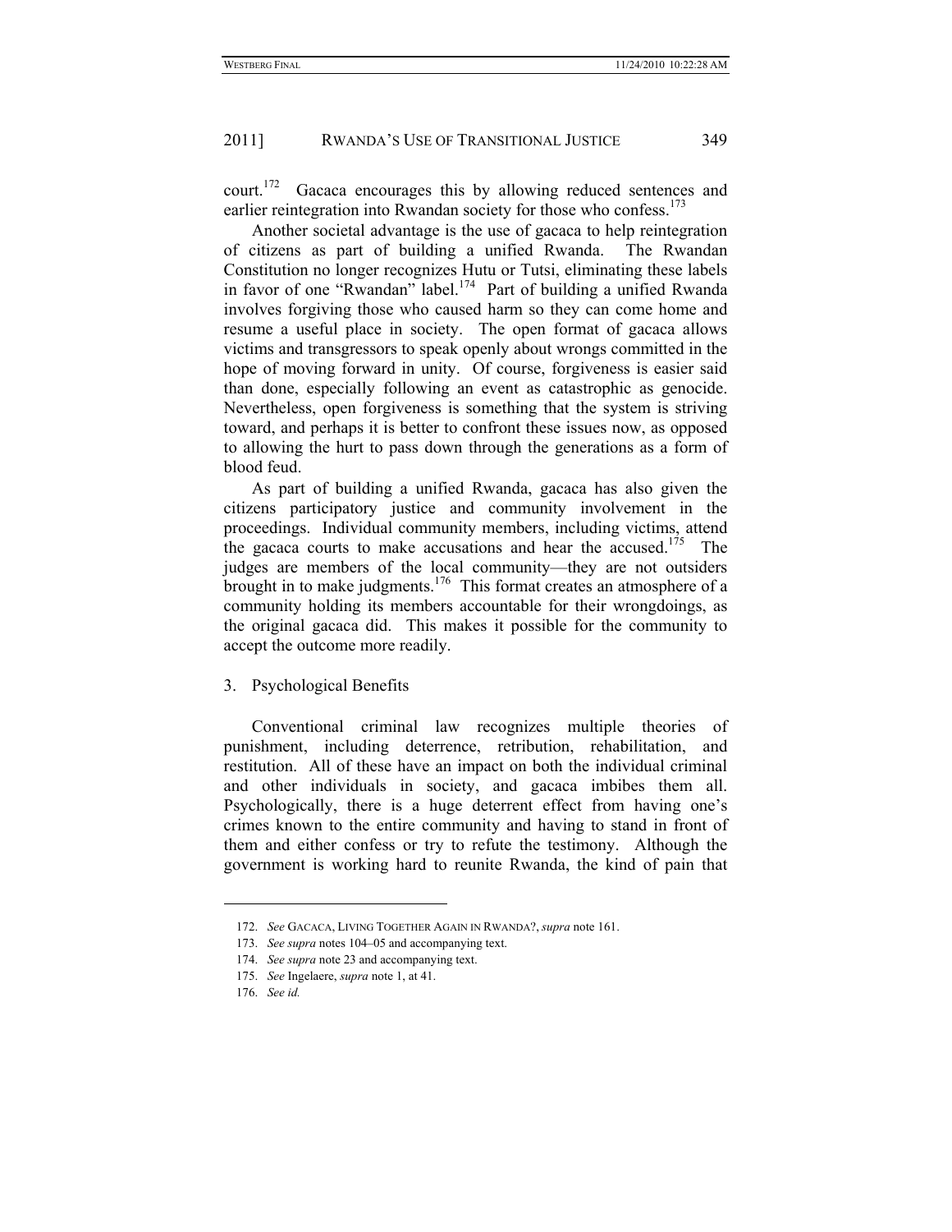court.[172] Gacaca encourages this by allowing reduced sentences and earlier reintegration into Rwandan society for those who confess.[173]

Another societal advantage is the use of gacaca to help reintegration of citizens as part of building a unified Rwanda. The Rwandan Constitution no longer recognizes Hutu or Tutsi, eliminating these labels in favor of one "Rwandan" label.[174] Part of building a unified Rwanda involves forgiving those who caused harm so they can come home and resume a useful place in society. The open format of gacaca allows victims and transgressors to speak openly about wrongs committed in the hope of moving forward in unity. Of course, forgiveness is easier said than done, especially following an event as catastrophic as genocide. Nevertheless, open forgiveness is something that the system is striving toward, and perhaps it is better to confront these issues now, as opposed to allowing the hurt to pass down through the generations as a form of blood feud.

As part of building a unified Rwanda, gacaca has also given the citizens participatory justice and community involvement in the proceedings. Individual community members, including victims, attend the gacaca courts to make accusations and hear the accused.[175] The judges are members of the local community—they are not outsiders brought in to make judgments.[176] This format creates an atmosphere of a community holding its members accountable for their wrongdoings, as the original gacaca did. This makes it possible for the community to accept the outcome more readily.

### 3. Psychological Benefits

Conventional criminal law recognizes multiple theories of punishment, including deterrence, retribution, rehabilitation, and restitution. All of these have an impact on both the individual criminal and other individuals in society, and gacaca imbibes them all. Psychologically, there is a huge deterrent effect from having one's crimes known to the entire community and having to stand in front of them and either confess or try to refute the testimony. Although the government is working hard to reunite Rwanda, the kind of pain that

---

172. *See* GACACA, LIVING TOGETHER AGAIN IN RWANDA?, *supra* note 161.

173. *See supra* notes 104–05 and accompanying text.

174. *See supra* note 23 and accompanying text.

175. *See* Ingelaere, *supra* note 1, at 41.

176. *See id.*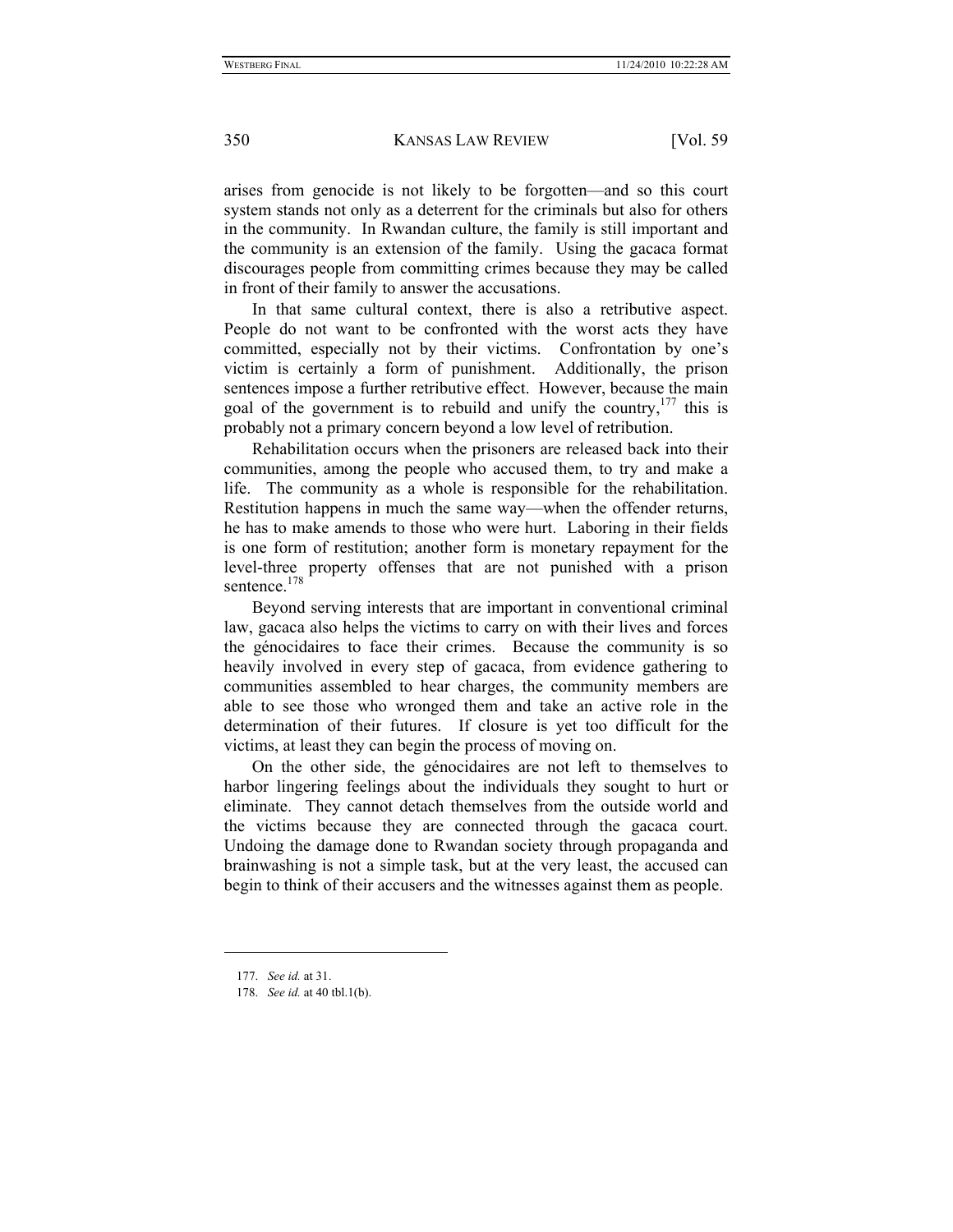arises from genocide is not likely to be forgotten—and so this court system stands not only as a deterrent for the criminals but also for others in the community. In Rwandan culture, the family is still important and the community is an extension of the family. Using the gacaca format discourages people from committing crimes because they may be called in front of their family to answer the accusations.

In that same cultural context, there is also a retributive aspect. People do not want to be confronted with the worst acts they have committed, especially not by their victims. Confrontation by one's victim is certainly a form of punishment. Additionally, the prison sentences impose a further retributive effect. However, because the main goal of the government is to rebuild and unify the country,[177] this is probably not a primary concern beyond a low level of retribution.

Rehabilitation occurs when the prisoners are released back into their communities, among the people who accused them, to try and make a life. The community as a whole is responsible for the rehabilitation. Restitution happens in much the same way—when the offender returns, he has to make amends to those who were hurt. Laboring in their fields is one form of restitution; another form is monetary repayment for the level-three property offenses that are not punished with a prison sentence.[178]

Beyond serving interests that are important in conventional criminal law, gacaca also helps the victims to carry on with their lives and forces the génocidaires to face their crimes. Because the community is so heavily involved in every step of gacaca, from evidence gathering to communities assembled to hear charges, the community members are able to see those who wronged them and take an active role in the determination of their futures. If closure is yet too difficult for the victims, at least they can begin the process of moving on.

On the other side, the génocidaires are not left to themselves to harbor lingering feelings about the individuals they sought to hurt or eliminate. They cannot detach themselves from the outside world and the victims because they are connected through the gacaca court. Undoing the damage done to Rwandan society through propaganda and brainwashing is not a simple task, but at the very least, the accused can begin to think of their accusers and the witnesses against them as people.

---

177. *See id.* at 31.

178. *See id.* at 40 tbl.1(b).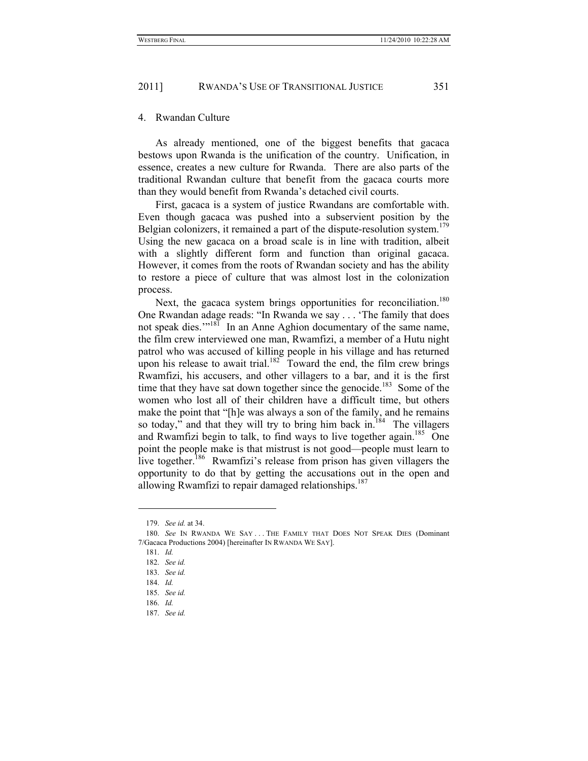### 4. Rwandan Culture

As already mentioned, one of the biggest benefits that gacaca bestows upon Rwanda is the unification of the country. Unification, in essence, creates a new culture for Rwanda. There are also parts of the traditional Rwandan culture that benefit from the gacaca courts more than they would benefit from Rwanda's detached civil courts.

First, gacaca is a system of justice Rwandans are comfortable with. Even though gacaca was pushed into a subservient position by the Belgian colonizers, it remained a part of the dispute-resolution system.[179] Using the new gacaca on a broad scale is in line with tradition, albeit with a slightly different form and function than original gacaca. However, it comes from the roots of Rwandan society and has the ability to restore a piece of culture that was almost lost in the colonization process.

Next, the gacaca system brings opportunities for reconciliation.[180] One Rwandan adage reads: "In Rwanda we say . . . 'The family that does not speak dies.'"[181] In an Anne Aghion documentary of the same name, the film crew interviewed one man, Rwamfizi, a member of a Hutu night patrol who was accused of killing people in his village and has returned upon his release to await trial.[182] Toward the end, the film crew brings Rwamfizi, his accusers, and other villagers to a bar, and it is the first time that they have sat down together since the genocide.[183] Some of the women who lost all of their children have a difficult time, but others make the point that "[h]e was always a son of the family, and he remains so today," and that they will try to bring him back in.[184] The villagers and Rwamfizi begin to talk, to find ways to live together again.[185] One point the people make is that mistrust is not good—people must learn to live together.[186] Rwamfizi's release from prison has given villagers the opportunity to do that by getting the accusations out in the open and allowing Rwamfizi to repair damaged relationships.[187]

---

179. *See id.* at 34.

180. *See* IN RWANDA WE SAY . . . THE FAMILY THAT DOES NOT SPEAK DIES (Dominant 7/Gacaca Productions 2004) [hereinafter IN RWANDA WE SAY].

181. *Id.*

182. *See id.*

183. *See id.*

184. *Id.*

185. *See id.*

186. *Id.*

187. *See id.*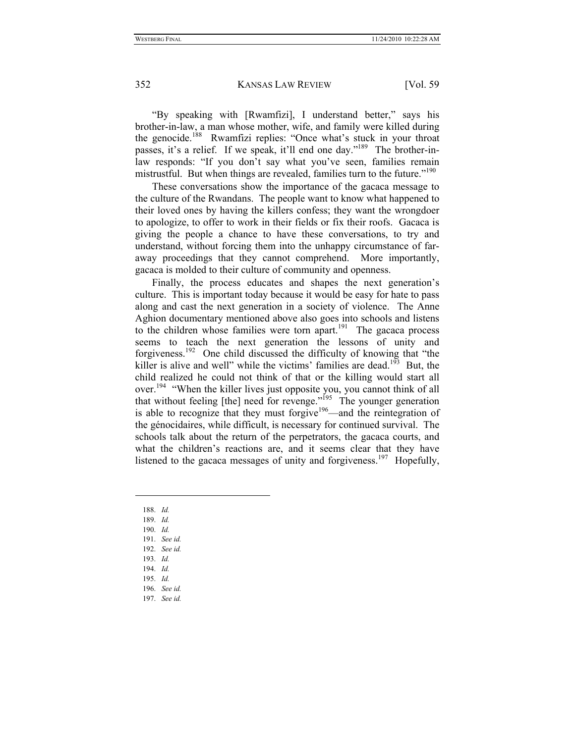"By speaking with [Rwamfizi], I understand better," says his brother-in-law, a man whose mother, wife, and family were killed during the genocide.[188] Rwamfizi replies: "Once what's stuck in your throat passes, it's a relief. If we speak, it'll end one day."[189] The brother-in-law responds: "If you don't say what you've seen, families remain mistrustful. But when things are revealed, families turn to the future."[190]

These conversations show the importance of the gacaca message to the culture of the Rwandans. The people want to know what happened to their loved ones by having the killers confess; they want the wrongdoer to apologize, to offer to work in their fields or fix their roofs. Gacaca is giving the people a chance to have these conversations, to try and understand, without forcing them into the unhappy circumstance of far-away proceedings that they cannot comprehend. More importantly, gacaca is molded to their culture of community and openness.

Finally, the process educates and shapes the next generation's culture. This is important today because it would be easy for hate to pass along and cast the next generation in a society of violence. The Anne Aghion documentary mentioned above also goes into schools and listens to the children whose families were torn apart.[191] The gacaca process seems to teach the next generation the lessons of unity and forgiveness.[192] One child discussed the difficulty of knowing that "the killer is alive and well" while the victims' families are dead.[193] But, the child realized he could not think of that or the killing would start all over.[194] "When the killer lives just opposite you, you cannot think of all that without feeling [the] need for revenge."[195] The younger generation is able to recognize that they must forgive[196]—and the reintegration of the génocidaires, while difficult, is necessary for continued survival. The schools talk about the return of the perpetrators, the gacaca courts, and what the children's reactions are, and it seems clear that they have listened to the gacaca messages of unity and forgiveness.[197] Hopefully,

---

188. *Id.*
189. *Id.*
190. *Id.*
191. *See id.*
192. *See id.*
193. *Id.*
194. *Id.*
195. *Id.*
196. *See id.*
197. *See id.*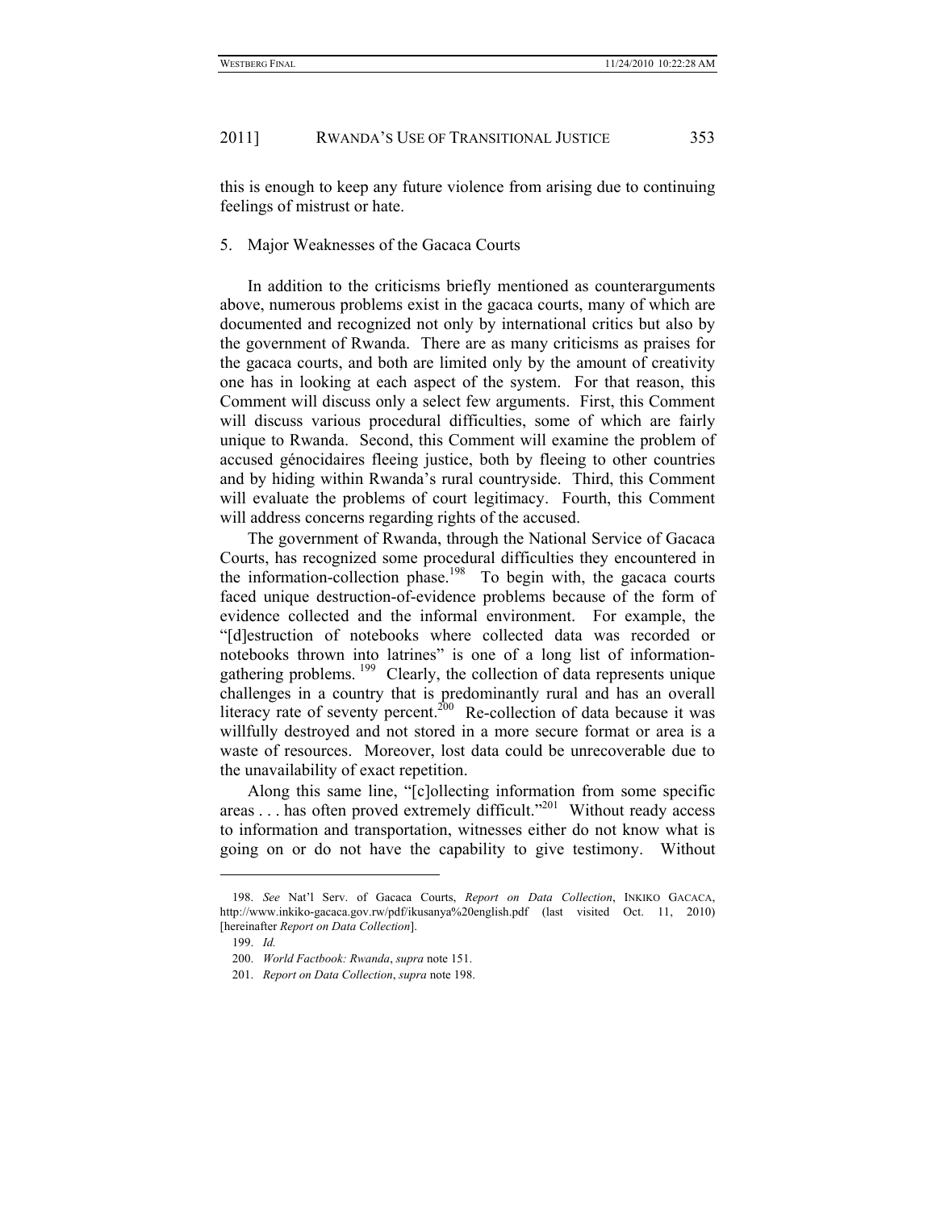this is enough to keep any future violence from arising due to continuing feelings of mistrust or hate.

### 5. Major Weaknesses of the Gacaca Courts

In addition to the criticisms briefly mentioned as counterarguments above, numerous problems exist in the gacaca courts, many of which are documented and recognized not only by international critics but also by the government of Rwanda. There are as many criticisms as praises for the gacaca courts, and both are limited only by the amount of creativity one has in looking at each aspect of the system. For that reason, this Comment will discuss only a select few arguments. First, this Comment will discuss various procedural difficulties, some of which are fairly unique to Rwanda. Second, this Comment will examine the problem of accused génocidaires fleeing justice, both by fleeing to other countries and by hiding within Rwanda's rural countryside. Third, this Comment will evaluate the problems of court legitimacy. Fourth, this Comment will address concerns regarding rights of the accused.

The government of Rwanda, through the National Service of Gacaca Courts, has recognized some procedural difficulties they encountered in the information-collection phase.[198] To begin with, the gacaca courts faced unique destruction-of-evidence problems because of the form of evidence collected and the informal environment. For example, the "[d]estruction of notebooks where collected data was recorded or notebooks thrown into latrines" is one of a long list of information-gathering problems.[199] Clearly, the collection of data represents unique challenges in a country that is predominantly rural and has an overall literacy rate of seventy percent.[200] Re-collection of data because it was willfully destroyed and not stored in a more secure format or area is a waste of resources. Moreover, lost data could be unrecoverable due to the unavailability of exact repetition.

Along this same line, "[c]ollecting information from some specific areas . . . has often proved extremely difficult."[201] Without ready access to information and transportation, witnesses either do not know what is going on or do not have the capability to give testimony. Without

---

198. *See* Nat'l Serv. of Gacaca Courts, *Report on Data Collection*, INKIKO GACACA, http://www.inkiko-gacaca.gov.rw/pdf/ikusanya%20english.pdf (last visited Oct. 11, 2010) [hereinafter *Report on Data Collection*].

199. *Id.*

200. *World Factbook: Rwanda*, *supra* note 151.

201. *Report on Data Collection*, *supra* note 198.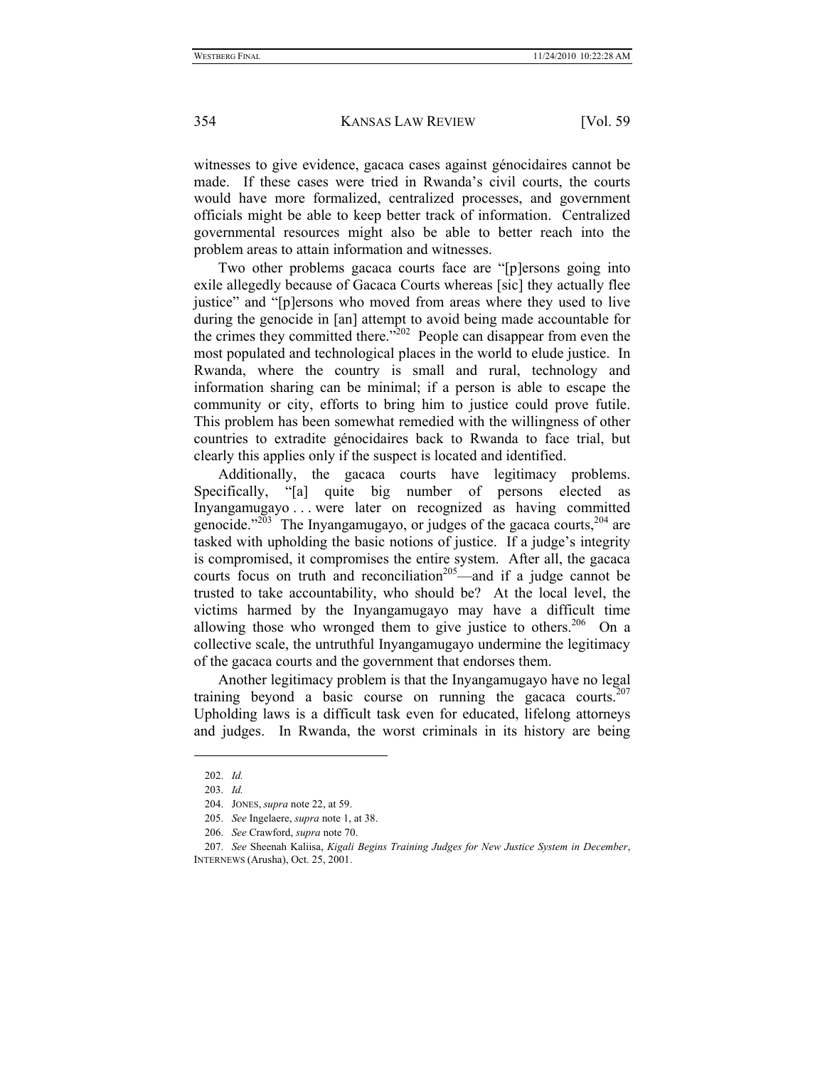witnesses to give evidence, gacaca cases against génocidaires cannot be made. If these cases were tried in Rwanda's civil courts, the courts would have more formalized, centralized processes, and government officials might be able to keep better track of information. Centralized governmental resources might also be able to better reach into the problem areas to attain information and witnesses.

Two other problems gacaca courts face are "[p]ersons going into exile allegedly because of Gacaca Courts whereas [sic] they actually flee justice" and "[p]ersons who moved from areas where they used to live during the genocide in [an] attempt to avoid being made accountable for the crimes they committed there."[202] People can disappear from even the most populated and technological places in the world to elude justice. In Rwanda, where the country is small and rural, technology and information sharing can be minimal; if a person is able to escape the community or city, efforts to bring him to justice could prove futile. This problem has been somewhat remedied with the willingness of other countries to extradite génocidaires back to Rwanda to face trial, but clearly this applies only if the suspect is located and identified.

Additionally, the gacaca courts have legitimacy problems. Specifically, "[a] quite big number of persons elected as Inyangamugayo . . . were later on recognized as having committed genocide."[203] The Inyangamugayo, or judges of the gacaca courts,[204] are tasked with upholding the basic notions of justice. If a judge's integrity is compromised, it compromises the entire system. After all, the gacaca courts focus on truth and reconciliation[205]—and if a judge cannot be trusted to take accountability, who should be? At the local level, the victims harmed by the Inyangamugayo may have a difficult time allowing those who wronged them to give justice to others.[206] On a collective scale, the untruthful Inyangamugayo undermine the legitimacy of the gacaca courts and the government that endorses them.

Another legitimacy problem is that the Inyangamugayo have no legal training beyond a basic course on running the gacaca courts.[207] Upholding laws is a difficult task even for educated, lifelong attorneys and judges. In Rwanda, the worst criminals in its history are being

---

202. *Id.*

203. *Id.*

204. JONES, *supra* note 22, at 59.

205. *See* Ingelaere, *supra* note 1, at 38.

206. *See* Crawford, *supra* note 70.

207. *See* Sheenah Kaliisa, *Kigali Begins Training Judges for New Justice System in December*, INTERNEWS (Arusha), Oct. 25, 2001.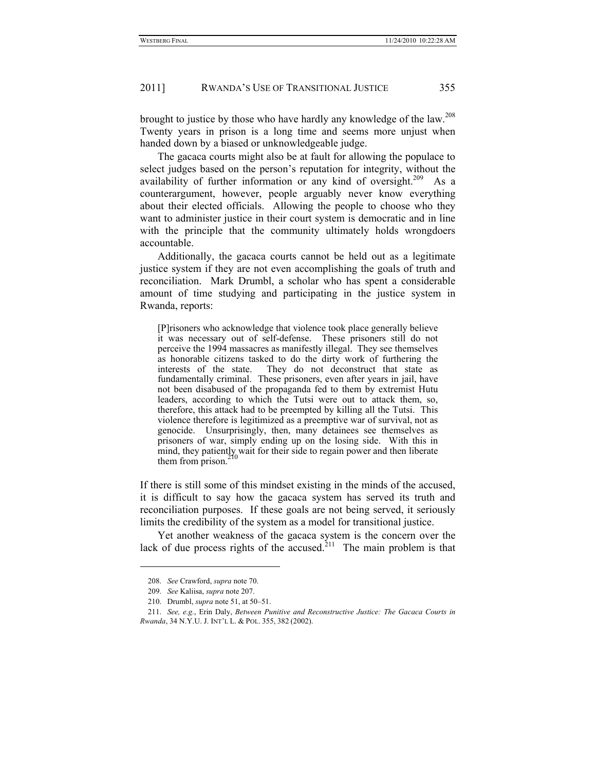brought to justice by those who have hardly any knowledge of the law.[208] Twenty years in prison is a long time and seems more unjust when handed down by a biased or unknowledgeable judge.

The gacaca courts might also be at fault for allowing the populace to select judges based on the person's reputation for integrity, without the availability of further information or any kind of oversight.[209] As a counterargument, however, people arguably never know everything about their elected officials. Allowing the people to choose who they want to administer justice in their court system is democratic and in line with the principle that the community ultimately holds wrongdoers accountable.

Additionally, the gacaca courts cannot be held out as a legitimate justice system if they are not even accomplishing the goals of truth and reconciliation. Mark Drumbl, a scholar who has spent a considerable amount of time studying and participating in the justice system in Rwanda, reports:

> [P]risoners who acknowledge that violence took place generally believe it was necessary out of self-defense. These prisoners still do not perceive the 1994 massacres as manifestly illegal. They see themselves as honorable citizens tasked to do the dirty work of furthering the interests of the state. They do not deconstruct that state as fundamentally criminal. These prisoners, even after years in jail, have not been disabused of the propaganda fed to them by extremist Hutu leaders, according to which the Tutsi were out to attack them, so, therefore, this attack had to be preempted by killing all the Tutsi. This violence therefore is legitimized as a preemptive war of survival, not as genocide. Unsurprisingly, then, many detainees see themselves as prisoners of war, simply ending up on the losing side. With this in mind, they patiently wait for their side to regain power and then liberate them from prison.[210]

If there is still some of this mindset existing in the minds of the accused, it is difficult to say how the gacaca system has served its truth and reconciliation purposes. If these goals are not being served, it seriously limits the credibility of the system as a model for transitional justice.

Yet another weakness of the gacaca system is the concern over the lack of due process rights of the accused.[211] The main problem is that

---

208. *See* Crawford, *supra* note 70.

209. *See* Kaliisa, *supra* note 207.

210. Drumbl, *supra* note 51, at 50–51.

211. *See, e.g.*, Erin Daly, *Between Punitive and Reconstructive Justice: The Gacaca Courts in Rwanda*, 34 N.Y.U. J. INT'L L. & POL. 355, 382 (2002).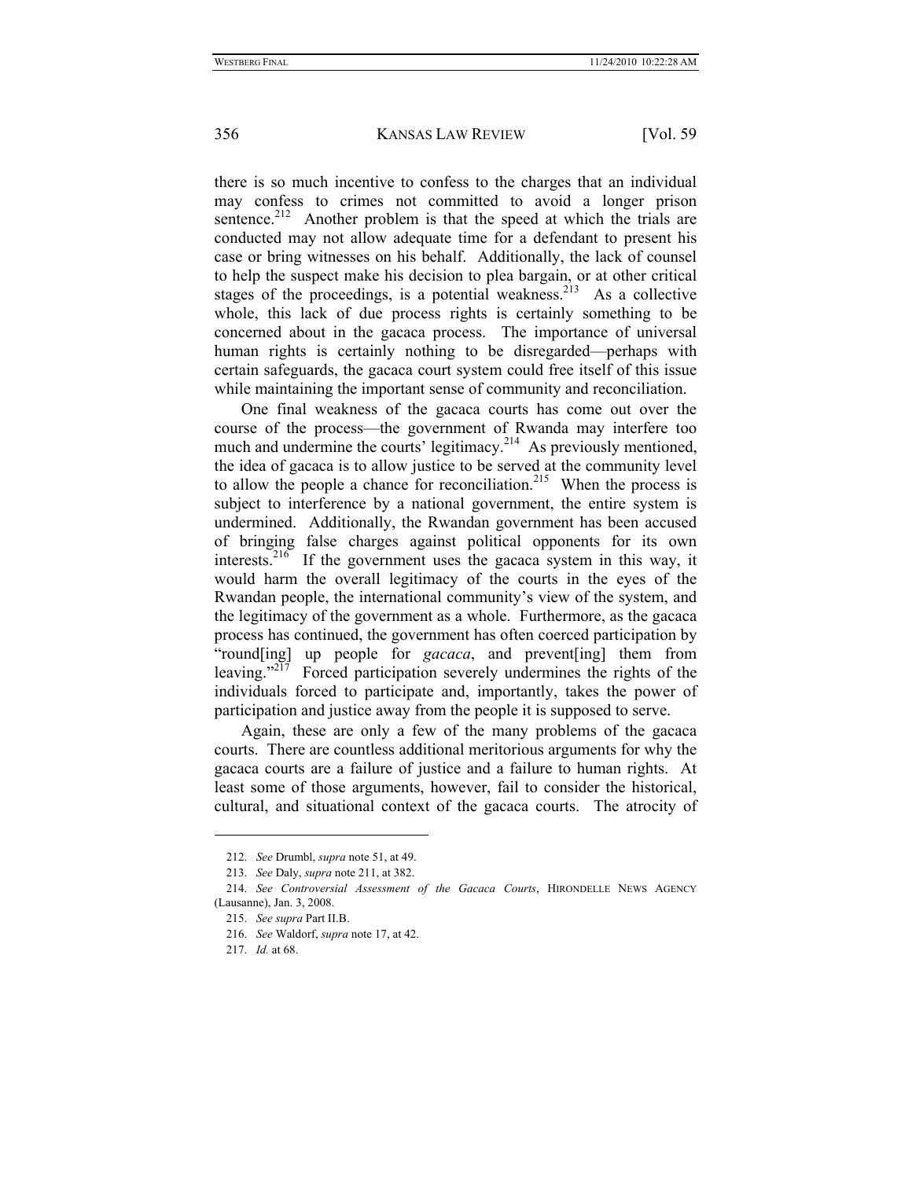there is so much incentive to confess to the charges that an individual may confess to crimes not committed to avoid a longer prison sentence.[212] Another problem is that the speed at which the trials are conducted may not allow adequate time for a defendant to present his case or bring witnesses on his behalf. Additionally, the lack of counsel to help the suspect make his decision to plea bargain, or at other critical stages of the proceedings, is a potential weakness.[213] As a collective whole, this lack of due process rights is certainly something to be concerned about in the gacaca process. The importance of universal human rights is certainly nothing to be disregarded—perhaps with certain safeguards, the gacaca court system could free itself of this issue while maintaining the important sense of community and reconciliation.

One final weakness of the gacaca courts has come out over the course of the process—the government of Rwanda may interfere too much and undermine the courts' legitimacy.[214] As previously mentioned, the idea of gacaca is to allow justice to be served at the community level to allow the people a chance for reconciliation.[215] When the process is subject to interference by a national government, the entire system is undermined. Additionally, the Rwandan government has been accused of bringing false charges against political opponents for its own interests.[216] If the government uses the gacaca system in this way, it would harm the overall legitimacy of the courts in the eyes of the Rwandan people, the international community's view of the system, and the legitimacy of the government as a whole. Furthermore, as the gacaca process has continued, the government has often coerced participation by "round[ing] up people for *gacaca*, and prevent[ing] them from leaving."[217] Forced participation severely undermines the rights of the individuals forced to participate and, importantly, takes the power of participation and justice away from the people it is supposed to serve.

Again, these are only a few of the many problems of the gacaca courts. There are countless additional meritorious arguments for why the gacaca courts are a failure of justice and a failure to human rights. At least some of those arguments, however, fail to consider the historical, cultural, and situational context of the gacaca courts. The atrocity of

---

212. *See* Drumbl, *supra* note 51, at 49.

213. *See* Daly, *supra* note 211, at 382.

214. *See Controversial Assessment of the Gacaca Courts*, HIRONDELLE NEWS AGENCY (Lausanne), Jan. 3, 2008.

215. *See supra* Part II.B.

216. *See* Waldorf, *supra* note 17, at 42.

217. *Id.* at 68.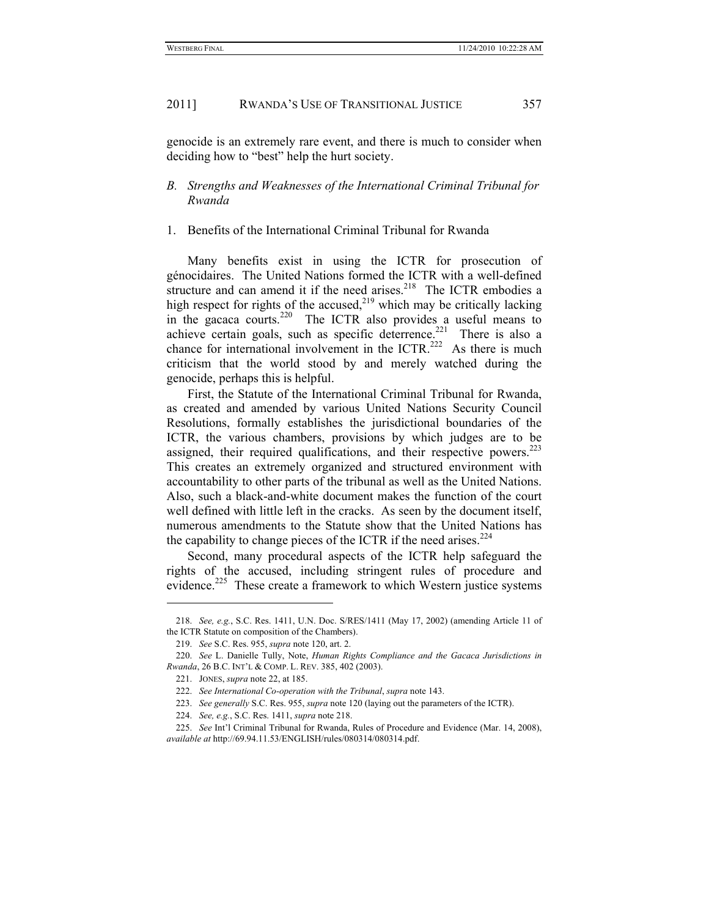genocide is an extremely rare event, and there is much to consider when deciding how to "best" help the hurt society.

### *B. Strengths and Weaknesses of the International Criminal Tribunal for Rwanda*

#### 1. Benefits of the International Criminal Tribunal for Rwanda

Many benefits exist in using the ICTR for prosecution of génocidaires. The United Nations formed the ICTR with a well-defined structure and can amend it if the need arises.[218] The ICTR embodies a high respect for rights of the accused,[219] which may be critically lacking in the gacaca courts.[220] The ICTR also provides a useful means to achieve certain goals, such as specific deterrence.[221] There is also a chance for international involvement in the ICTR.[222] As there is much criticism that the world stood by and merely watched during the genocide, perhaps this is helpful.

First, the Statute of the International Criminal Tribunal for Rwanda, as created and amended by various United Nations Security Council Resolutions, formally establishes the jurisdictional boundaries of the ICTR, the various chambers, provisions by which judges are to be assigned, their required qualifications, and their respective powers.[223] This creates an extremely organized and structured environment with accountability to other parts of the tribunal as well as the United Nations. Also, such a black-and-white document makes the function of the court well defined with little left in the cracks. As seen by the document itself, numerous amendments to the Statute show that the United Nations has the capability to change pieces of the ICTR if the need arises.[224]

Second, many procedural aspects of the ICTR help safeguard the rights of the accused, including stringent rules of procedure and evidence.[225] These create a framework to which Western justice systems

---

218. *See, e.g.*, S.C. Res. 1411, U.N. Doc. S/RES/1411 (May 17, 2002) (amending Article 11 of the ICTR Statute on composition of the Chambers).

219. *See* S.C. Res. 955, *supra* note 120, art. 2.

220. *See* L. Danielle Tully, Note, *Human Rights Compliance and the Gacaca Jurisdictions in Rwanda*, 26 B.C. INT'L & COMP. L. REV. 385, 402 (2003).

221. JONES, *supra* note 22, at 185.

222. *See International Co-operation with the Tribunal*, *supra* note 143.

223. *See generally* S.C. Res. 955, *supra* note 120 (laying out the parameters of the ICTR).

224. *See, e.g.*, S.C. Res. 1411, *supra* note 218.

225. *See* Int'l Criminal Tribunal for Rwanda, Rules of Procedure and Evidence (Mar. 14, 2008), *available at* http://69.94.11.53/ENGLISH/rules/080314/080314.pdf.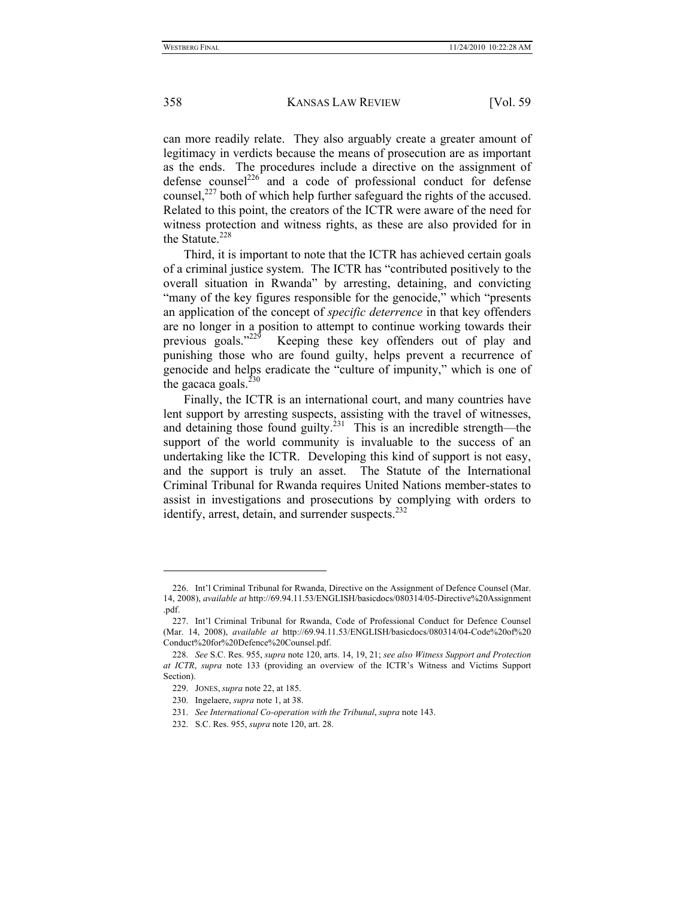can more readily relate. They also arguably create a greater amount of legitimacy in verdicts because the means of prosecution are as important as the ends. The procedures include a directive on the assignment of defense counsel[226] and a code of professional conduct for defense counsel,[227] both of which help further safeguard the rights of the accused. Related to this point, the creators of the ICTR were aware of the need for witness protection and witness rights, as these are also provided for in the Statute.[228]

Third, it is important to note that the ICTR has achieved certain goals of a criminal justice system. The ICTR has "contributed positively to the overall situation in Rwanda" by arresting, detaining, and convicting "many of the key figures responsible for the genocide," which "presents an application of the concept of *specific deterrence* in that key offenders are no longer in a position to attempt to continue working towards their previous goals."[229] Keeping these key offenders out of play and punishing those who are found guilty, helps prevent a recurrence of genocide and helps eradicate the "culture of impunity," which is one of the gacaca goals.[230]

Finally, the ICTR is an international court, and many countries have lent support by arresting suspects, assisting with the travel of witnesses, and detaining those found guilty.[231] This is an incredible strength—the support of the world community is invaluable to the success of an undertaking like the ICTR. Developing this kind of support is not easy, and the support is truly an asset. The Statute of the International Criminal Tribunal for Rwanda requires United Nations member-states to assist in investigations and prosecutions by complying with orders to identify, arrest, detain, and surrender suspects.[232]

---

226. Int'l Criminal Tribunal for Rwanda, Directive on the Assignment of Defence Counsel (Mar. 14, 2008), *available at* http://69.94.11.53/ENGLISH/basicdocs/080314/05-Directive%20Assignment.pdf.

227. Int'l Criminal Tribunal for Rwanda, Code of Professional Conduct for Defence Counsel (Mar. 14, 2008), *available at* http://69.94.11.53/ENGLISH/basicdocs/080314/04-Code%20of%20Conduct%20for%20Defence%20Counsel.pdf.

228. *See* S.C. Res. 955, *supra* note 120, arts. 14, 19, 21; *see also Witness Support and Protection at ICTR*, *supra* note 133 (providing an overview of the ICTR's Witness and Victims Support Section).

229. JONES, *supra* note 22, at 185.

230. Ingelaere, *supra* note 1, at 38.

231. *See International Co-operation with the Tribunal*, *supra* note 143.

232. S.C. Res. 955, *supra* note 120, art. 28.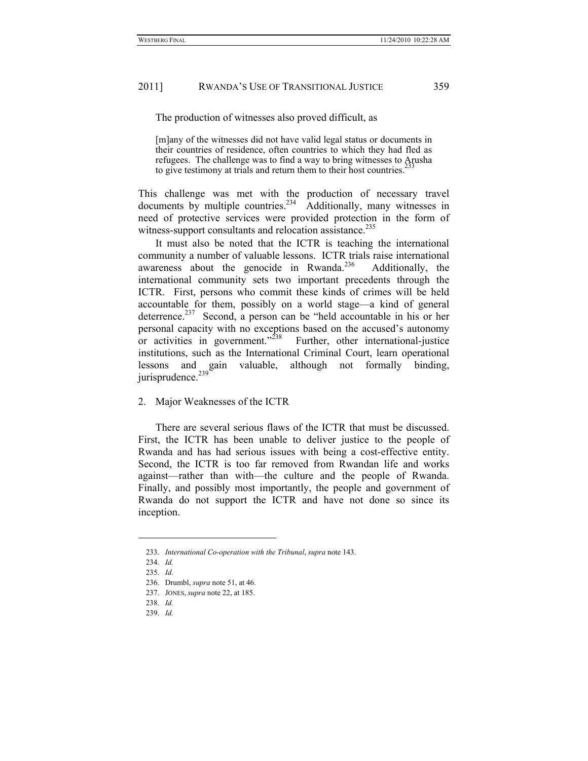The production of witnesses also proved difficult, as

> [m]any of the witnesses did not have valid legal status or documents in their countries of residence, often countries to which they had fled as refugees. The challenge was to find a way to bring witnesses to Arusha to give testimony at trials and return them to their host countries.[233]

This challenge was met with the production of necessary travel documents by multiple countries.[234] Additionally, many witnesses in need of protective services were provided protection in the form of witness-support consultants and relocation assistance.[235]

It must also be noted that the ICTR is teaching the international community a number of valuable lessons. ICTR trials raise international awareness about the genocide in Rwanda.[236] Additionally, the international community sets two important precedents through the ICTR. First, persons who commit these kinds of crimes will be held accountable for them, possibly on a world stage—a kind of general deterrence.[237] Second, a person can be "held accountable in his or her personal capacity with no exceptions based on the accused's autonomy or activities in government."[238] Further, other international-justice institutions, such as the International Criminal Court, learn operational lessons and gain valuable, although not formally binding, jurisprudence.[239]

### 2. Major Weaknesses of the ICTR

There are several serious flaws of the ICTR that must be discussed. First, the ICTR has been unable to deliver justice to the people of Rwanda and has had serious issues with being a cost-effective entity. Second, the ICTR is too far removed from Rwandan life and works against—rather than with—the culture and the people of Rwanda. Finally, and possibly most importantly, the people and government of Rwanda do not support the ICTR and have not done so since its inception.

---

233. *International Co-operation with the Tribunal*, *supra* note 143.

234. *Id.*

235. *Id.*

236. Drumbl, *supra* note 51, at 46.

237. JONES, *supra* note 22, at 185.

238. *Id.*

239. *Id.*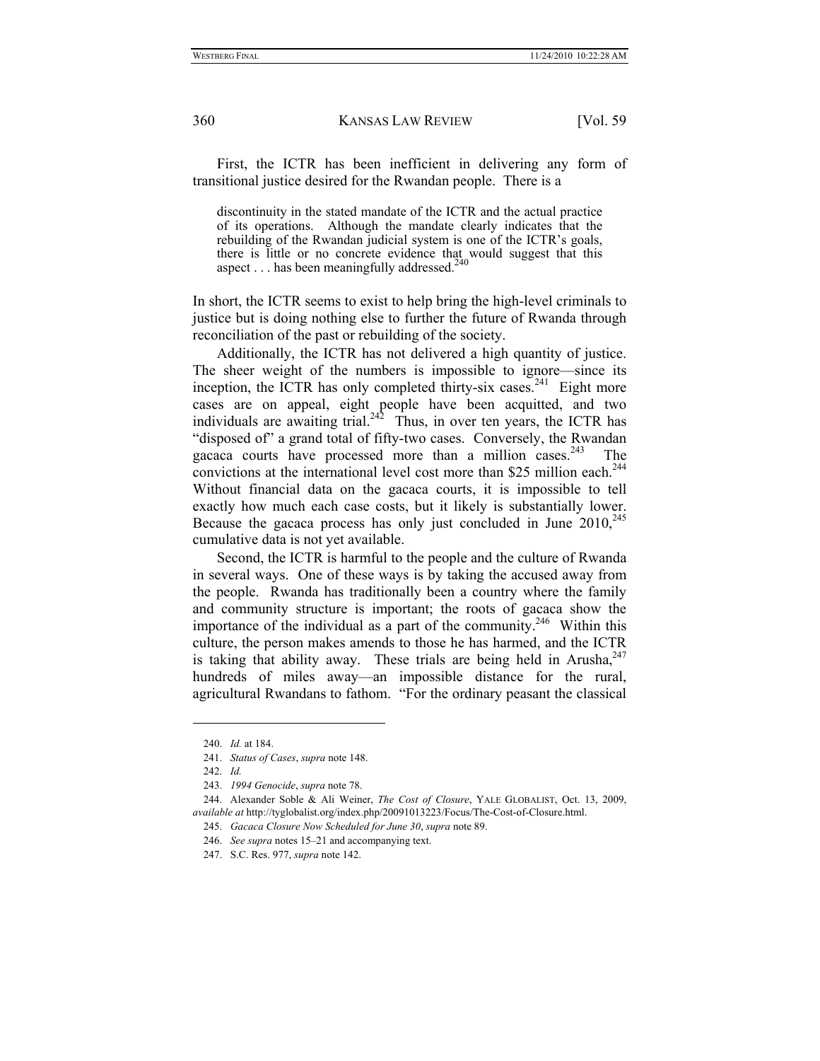First, the ICTR has been inefficient in delivering any form of transitional justice desired for the Rwandan people. There is a

> discontinuity in the stated mandate of the ICTR and the actual practice of its operations. Although the mandate clearly indicates that the rebuilding of the Rwandan judicial system is one of the ICTR's goals, there is little or no concrete evidence that would suggest that this aspect . . . has been meaningfully addressed.[240]

In short, the ICTR seems to exist to help bring the high-level criminals to justice but is doing nothing else to further the future of Rwanda through reconciliation of the past or rebuilding of the society.

Additionally, the ICTR has not delivered a high quantity of justice. The sheer weight of the numbers is impossible to ignore—since its inception, the ICTR has only completed thirty-six cases.[241] Eight more cases are on appeal, eight people have been acquitted, and two individuals are awaiting trial.[242] Thus, in over ten years, the ICTR has "disposed of" a grand total of fifty-two cases. Conversely, the Rwandan gacaca courts have processed more than a million cases.[243] The convictions at the international level cost more than $25 million each.[244] Without financial data on the gacaca courts, it is impossible to tell exactly how much each case costs, but it likely is substantially lower. Because the gacaca process has only just concluded in June 2010,[245] cumulative data is not yet available.

Second, the ICTR is harmful to the people and the culture of Rwanda in several ways. One of these ways is by taking the accused away from the people. Rwanda has traditionally been a country where the family and community structure is important; the roots of gacaca show the importance of the individual as a part of the community.[246] Within this culture, the person makes amends to those he has harmed, and the ICTR is taking that ability away. These trials are being held in Arusha,[247] hundreds of miles away—an impossible distance for the rural, agricultural Rwandans to fathom. "For the ordinary peasant the classical

---

240. *Id.* at 184.

241. *Status of Cases*, *supra* note 148.

242. *Id.*

243. *1994 Genocide*, *supra* note 78.

244. Alexander Soble & Ali Weiner, *The Cost of Closure*, YALE GLOBALIST, Oct. 13, 2009, *available at* http://tyglobalist.org/index.php/20091013223/Focus/The-Cost-of-Closure.html.

245. *Gacaca Closure Now Scheduled for June 30*, *supra* note 89.

246. *See supra* notes 15–21 and accompanying text.

247. S.C. Res. 977, *supra* note 142.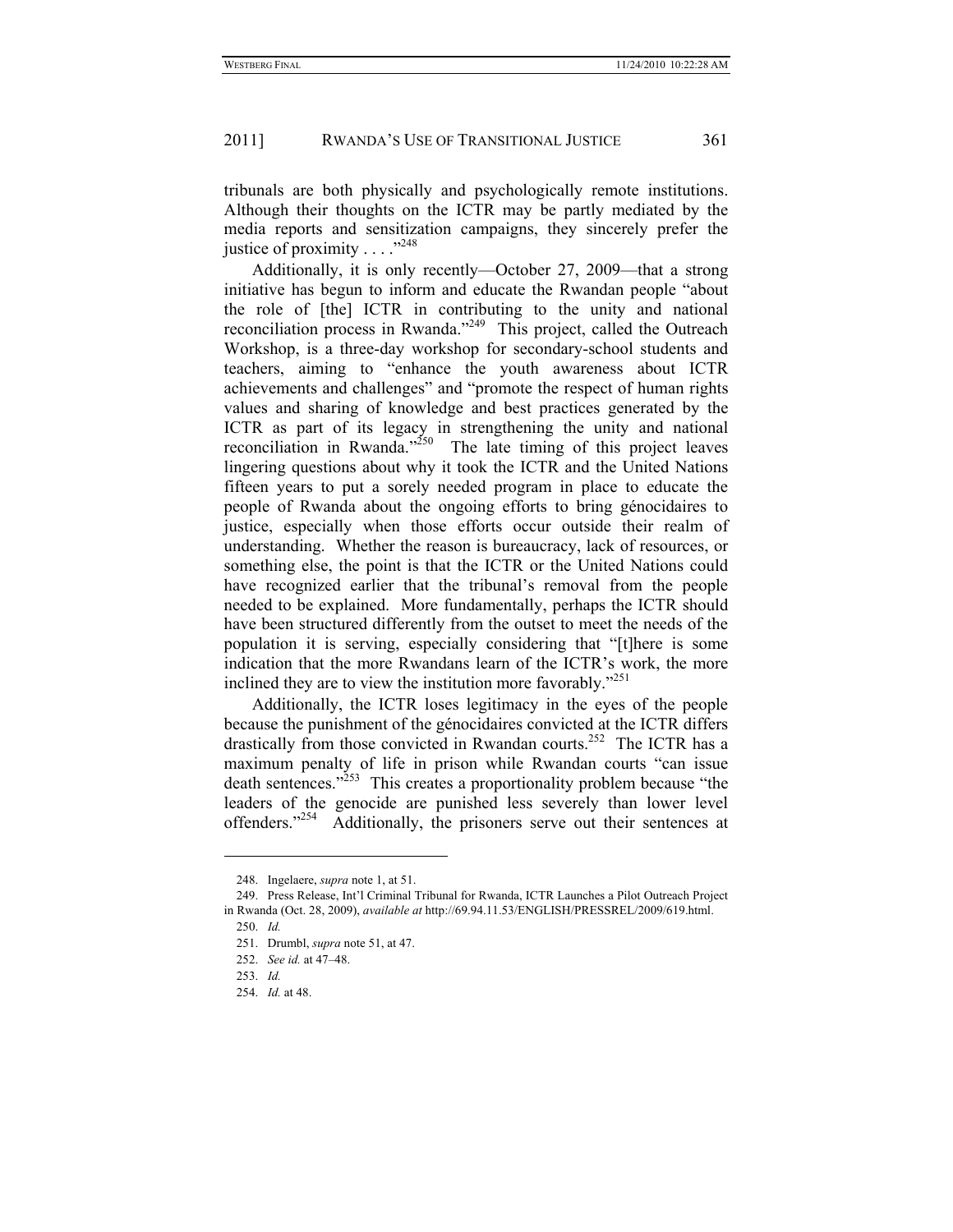tribunals are both physically and psychologically remote institutions. Although their thoughts on the ICTR may be partly mediated by the media reports and sensitization campaigns, they sincerely prefer the justice of proximity . . . ."[248]

Additionally, it is only recently—October 27, 2009—that a strong initiative has begun to inform and educate the Rwandan people "about the role of [the] ICTR in contributing to the unity and national reconciliation process in Rwanda."[249] This project, called the Outreach Workshop, is a three-day workshop for secondary-school students and teachers, aiming to "enhance the youth awareness about ICTR achievements and challenges" and "promote the respect of human rights values and sharing of knowledge and best practices generated by the ICTR as part of its legacy in strengthening the unity and national reconciliation in Rwanda."[250] The late timing of this project leaves lingering questions about why it took the ICTR and the United Nations fifteen years to put a sorely needed program in place to educate the people of Rwanda about the ongoing efforts to bring génocidaires to justice, especially when those efforts occur outside their realm of understanding. Whether the reason is bureaucracy, lack of resources, or something else, the point is that the ICTR or the United Nations could have recognized earlier that the tribunal's removal from the people needed to be explained. More fundamentally, perhaps the ICTR should have been structured differently from the outset to meet the needs of the population it is serving, especially considering that "[t]here is some indication that the more Rwandans learn of the ICTR's work, the more inclined they are to view the institution more favorably."[251]

Additionally, the ICTR loses legitimacy in the eyes of the people because the punishment of the génocidaires convicted at the ICTR differs drastically from those convicted in Rwandan courts.[252] The ICTR has a maximum penalty of life in prison while Rwandan courts "can issue death sentences."[253] This creates a proportionality problem because "the leaders of the genocide are punished less severely than lower level offenders."[254] Additionally, the prisoners serve out their sentences at

---

248. Ingelaere, *supra* note 1, at 51.

249. Press Release, Int'l Criminal Tribunal for Rwanda, ICTR Launches a Pilot Outreach Project in Rwanda (Oct. 28, 2009), *available at* http://69.94.11.53/ENGLISH/PRESSREL/2009/619.html.

250. *Id.*

251. Drumbl, *supra* note 51, at 47.

252. *See id.* at 47–48.

253. *Id.*

254. *Id.* at 48.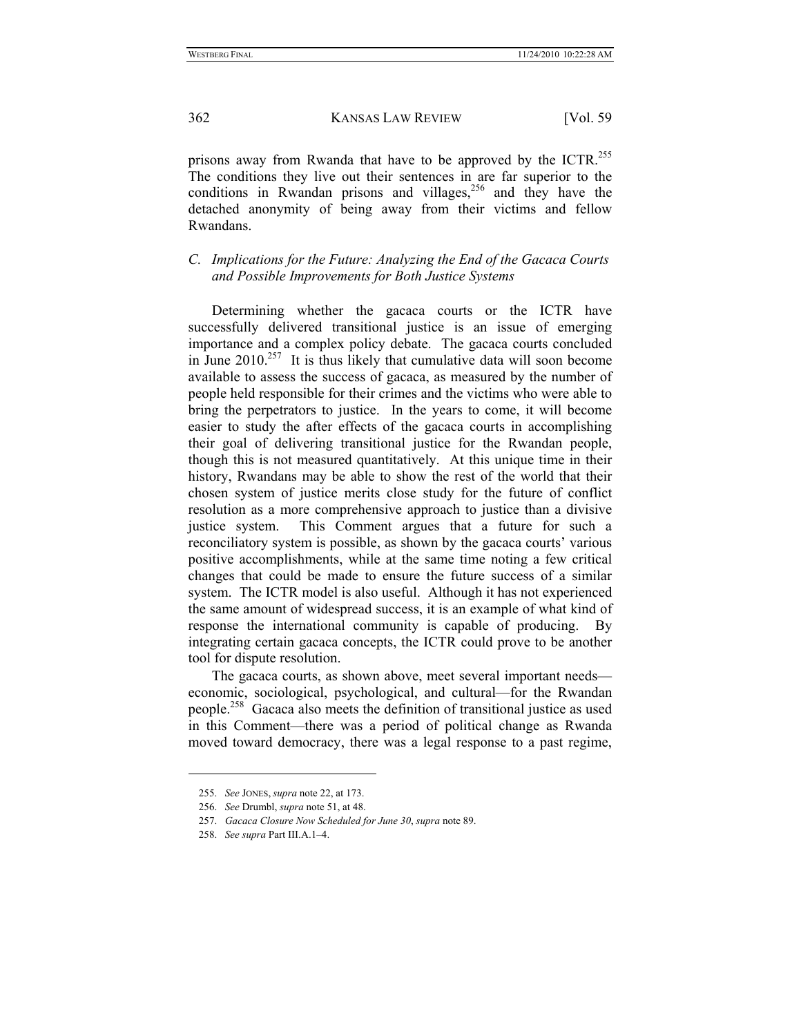prisons away from Rwanda that have to be approved by the ICTR.[255] The conditions they live out their sentences in are far superior to the conditions in Rwandan prisons and villages,[256] and they have the detached anonymity of being away from their victims and fellow Rwandans.

### *C. Implications for the Future: Analyzing the End of the Gacaca Courts and Possible Improvements for Both Justice Systems*

Determining whether the gacaca courts or the ICTR have successfully delivered transitional justice is an issue of emerging importance and a complex policy debate. The gacaca courts concluded in June 2010.[257] It is thus likely that cumulative data will soon become available to assess the success of gacaca, as measured by the number of people held responsible for their crimes and the victims who were able to bring the perpetrators to justice. In the years to come, it will become easier to study the after effects of the gacaca courts in accomplishing their goal of delivering transitional justice for the Rwandan people, though this is not measured quantitatively. At this unique time in their history, Rwandans may be able to show the rest of the world that their chosen system of justice merits close study for the future of conflict resolution as a more comprehensive approach to justice than a divisive justice system. This Comment argues that a future for such a reconciliatory system is possible, as shown by the gacaca courts' various positive accomplishments, while at the same time noting a few critical changes that could be made to ensure the future success of a similar system. The ICTR model is also useful. Although it has not experienced the same amount of widespread success, it is an example of what kind of response the international community is capable of producing. By integrating certain gacaca concepts, the ICTR could prove to be another tool for dispute resolution.

The gacaca courts, as shown above, meet several important needs—economic, sociological, psychological, and cultural—for the Rwandan people.[258] Gacaca also meets the definition of transitional justice as used in this Comment—there was a period of political change as Rwanda moved toward democracy, there was a legal response to a past regime,

---

255. *See* JONES, *supra* note 22, at 173.

256. *See* Drumbl, *supra* note 51, at 48.

257. *Gacaca Closure Now Scheduled for June 30*, *supra* note 89.

258. *See supra* Part III.A.1–4.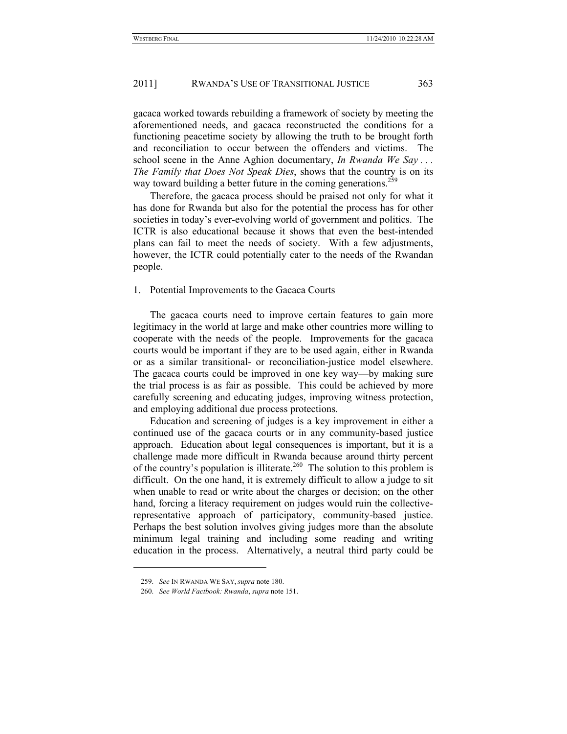gacaca worked towards rebuilding a framework of society by meeting the aforementioned needs, and gacaca reconstructed the conditions for a functioning peacetime society by allowing the truth to be brought forth and reconciliation to occur between the offenders and victims. The school scene in the Anne Aghion documentary, *In Rwanda We Say . . . The Family that Does Not Speak Dies*, shows that the country is on its way toward building a better future in the coming generations.[259]

Therefore, the gacaca process should be praised not only for what it has done for Rwanda but also for the potential the process has for other societies in today's ever-evolving world of government and politics. The ICTR is also educational because it shows that even the best-intended plans can fail to meet the needs of society. With a few adjustments, however, the ICTR could potentially cater to the needs of the Rwandan people.

### 1. Potential Improvements to the Gacaca Courts

The gacaca courts need to improve certain features to gain more legitimacy in the world at large and make other countries more willing to cooperate with the needs of the people. Improvements for the gacaca courts would be important if they are to be used again, either in Rwanda or as a similar transitional- or reconciliation-justice model elsewhere. The gacaca courts could be improved in one key way—by making sure the trial process is as fair as possible. This could be achieved by more carefully screening and educating judges, improving witness protection, and employing additional due process protections.

Education and screening of judges is a key improvement in either a continued use of the gacaca courts or in any community-based justice approach. Education about legal consequences is important, but it is a challenge made more difficult in Rwanda because around thirty percent of the country's population is illiterate.[260] The solution to this problem is difficult. On the one hand, it is extremely difficult to allow a judge to sit when unable to read or write about the charges or decision; on the other hand, forcing a literacy requirement on judges would ruin the collective-representative approach of participatory, community-based justice. Perhaps the best solution involves giving judges more than the absolute minimum legal training and including some reading and writing education in the process. Alternatively, a neutral third party could be

---

259. *See* IN RWANDA WE SAY, *supra* note 180.

260. *See World Factbook: Rwanda*, *supra* note 151.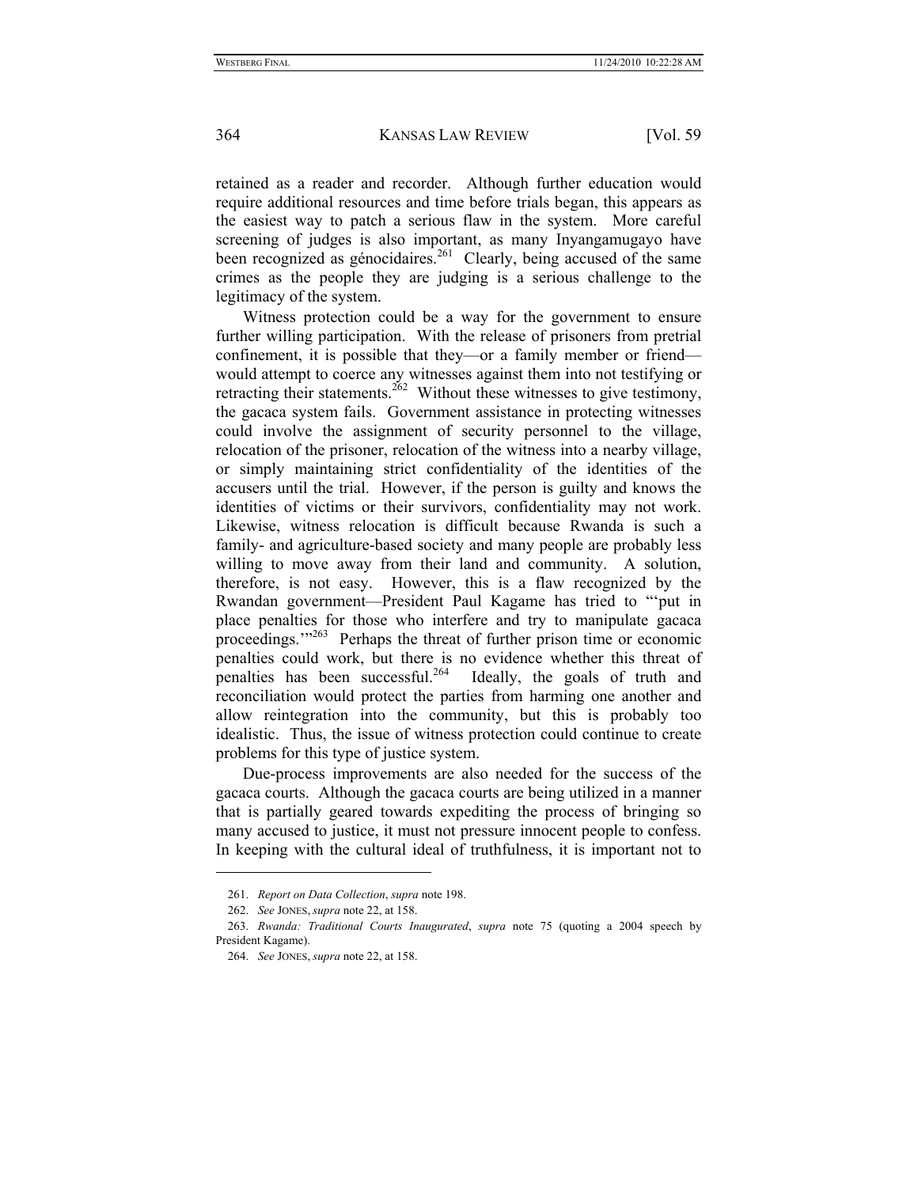retained as a reader and recorder. Although further education would require additional resources and time before trials began, this appears as the easiest way to patch a serious flaw in the system. More careful screening of judges is also important, as many Inyangamugayo have been recognized as génocidaires.[261] Clearly, being accused of the same crimes as the people they are judging is a serious challenge to the legitimacy of the system.

Witness protection could be a way for the government to ensure further willing participation. With the release of prisoners from pretrial confinement, it is possible that they—or a family member or friend—would attempt to coerce any witnesses against them into not testifying or retracting their statements.[262] Without these witnesses to give testimony, the gacaca system fails. Government assistance in protecting witnesses could involve the assignment of security personnel to the village, relocation of the prisoner, relocation of the witness into a nearby village, or simply maintaining strict confidentiality of the identities of the accusers until the trial. However, if the person is guilty and knows the identities of victims or their survivors, confidentiality may not work. Likewise, witness relocation is difficult because Rwanda is such a family- and agriculture-based society and many people are probably less willing to move away from their land and community. A solution, therefore, is not easy. However, this is a flaw recognized by the Rwandan government—President Paul Kagame has tried to "'put in place penalties for those who interfere and try to manipulate gacaca proceedings.'"[263] Perhaps the threat of further prison time or economic penalties could work, but there is no evidence whether this threat of penalties has been successful.[264] Ideally, the goals of truth and reconciliation would protect the parties from harming one another and allow reintegration into the community, but this is probably too idealistic. Thus, the issue of witness protection could continue to create problems for this type of justice system.

Due-process improvements are also needed for the success of the gacaca courts. Although the gacaca courts are being utilized in a manner that is partially geared towards expediting the process of bringing so many accused to justice, it must not pressure innocent people to confess. In keeping with the cultural ideal of truthfulness, it is important not to

---

261. *Report on Data Collection*, *supra* note 198.

262. *See* JONES, *supra* note 22, at 158.

263. *Rwanda: Traditional Courts Inaugurated*, *supra* note 75 (quoting a 2004 speech by President Kagame).

264. *See* JONES, *supra* note 22, at 158.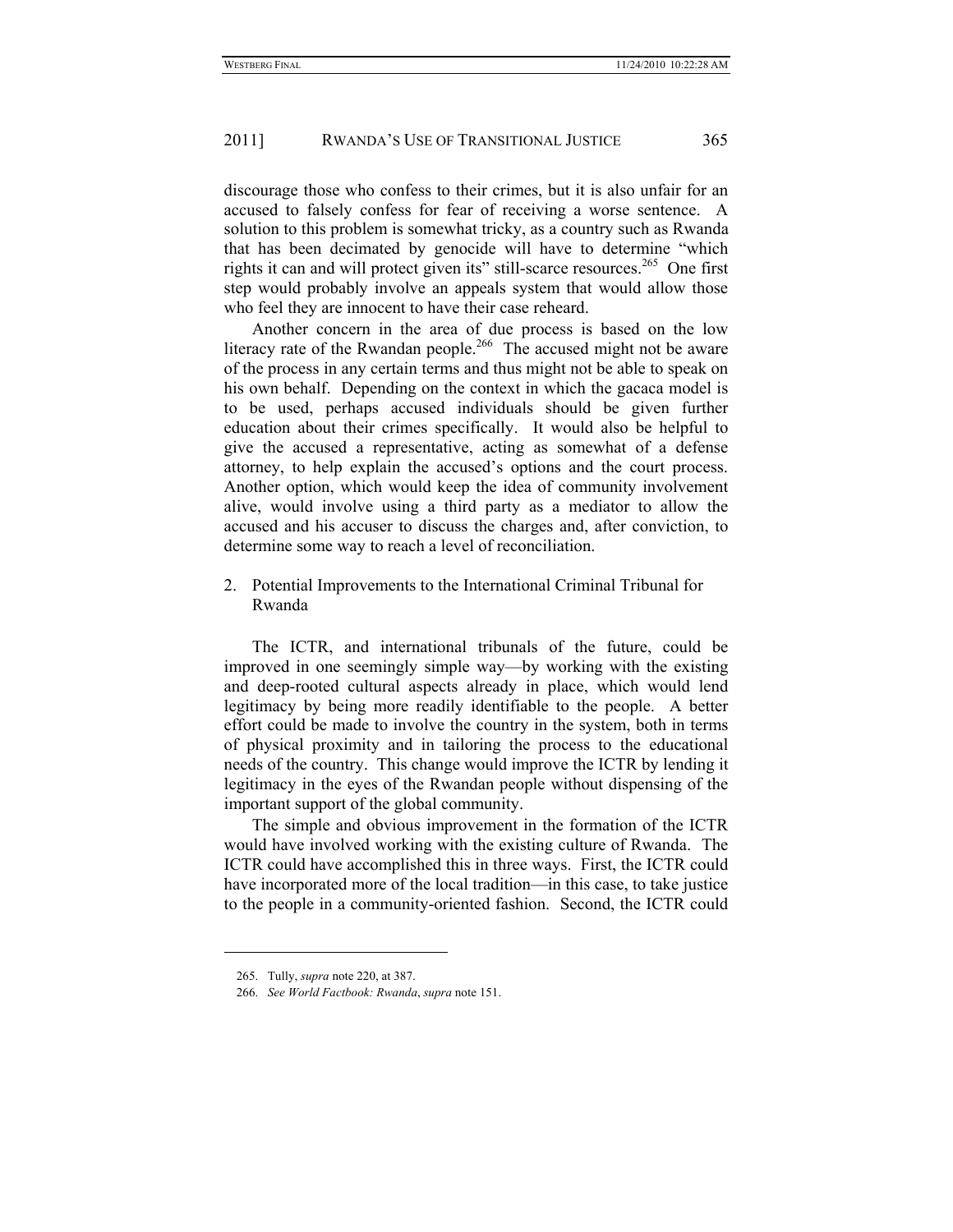discourage those who confess to their crimes, but it is also unfair for an accused to falsely confess for fear of receiving a worse sentence. A solution to this problem is somewhat tricky, as a country such as Rwanda that has been decimated by genocide will have to determine "which rights it can and will protect given its" still-scarce resources.[265] One first step would probably involve an appeals system that would allow those who feel they are innocent to have their case reheard.

Another concern in the area of due process is based on the low literacy rate of the Rwandan people.[266] The accused might not be aware of the process in any certain terms and thus might not be able to speak on his own behalf. Depending on the context in which the gacaca model is to be used, perhaps accused individuals should be given further education about their crimes specifically. It would also be helpful to give the accused a representative, acting as somewhat of a defense attorney, to help explain the accused's options and the court process. Another option, which would keep the idea of community involvement alive, would involve using a third party as a mediator to allow the accused and his accuser to discuss the charges and, after conviction, to determine some way to reach a level of reconciliation.

### 2. Potential Improvements to the International Criminal Tribunal for Rwanda

The ICTR, and international tribunals of the future, could be improved in one seemingly simple way—by working with the existing and deep-rooted cultural aspects already in place, which would lend legitimacy by being more readily identifiable to the people. A better effort could be made to involve the country in the system, both in terms of physical proximity and in tailoring the process to the educational needs of the country. This change would improve the ICTR by lending it legitimacy in the eyes of the Rwandan people without dispensing of the important support of the global community.

The simple and obvious improvement in the formation of the ICTR would have involved working with the existing culture of Rwanda. The ICTR could have accomplished this in three ways. First, the ICTR could have incorporated more of the local tradition—in this case, to take justice to the people in a community-oriented fashion. Second, the ICTR could

---

265. Tully, *supra* note 220, at 387.

266. *See World Factbook: Rwanda*, *supra* note 151.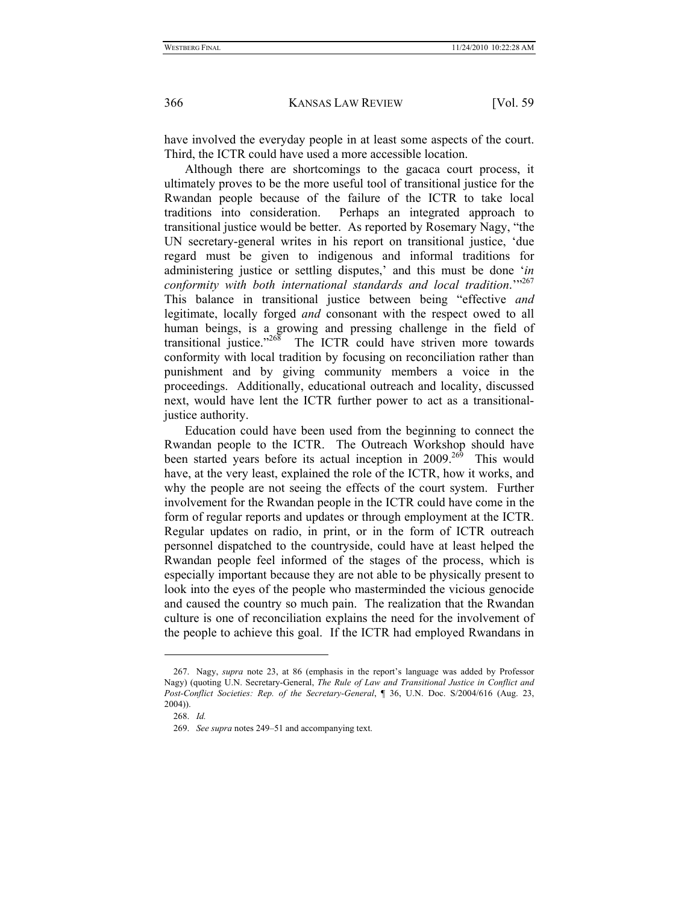have involved the everyday people in at least some aspects of the court. Third, the ICTR could have used a more accessible location.

Although there are shortcomings to the gacaca court process, it ultimately proves to be the more useful tool of transitional justice for the Rwandan people because of the failure of the ICTR to take local traditions into consideration. Perhaps an integrated approach to transitional justice would be better. As reported by Rosemary Nagy, "the UN secretary-general writes in his report on transitional justice, 'due regard must be given to indigenous and informal traditions for administering justice or settling disputes,' and this must be done '*in conformity with both international standards and local tradition*.'"[267] This balance in transitional justice between being "effective *and* legitimate, locally forged *and* consonant with the respect owed to all human beings, is a growing and pressing challenge in the field of transitional justice."[268] The ICTR could have striven more towards conformity with local tradition by focusing on reconciliation rather than punishment and by giving community members a voice in the proceedings. Additionally, educational outreach and locality, discussed next, would have lent the ICTR further power to act as a transitional-justice authority.

Education could have been used from the beginning to connect the Rwandan people to the ICTR. The Outreach Workshop should have been started years before its actual inception in 2009.[269] This would have, at the very least, explained the role of the ICTR, how it works, and why the people are not seeing the effects of the court system. Further involvement for the Rwandan people in the ICTR could have come in the form of regular reports and updates or through employment at the ICTR. Regular updates on radio, in print, or in the form of ICTR outreach personnel dispatched to the countryside, could have at least helped the Rwandan people feel informed of the stages of the process, which is especially important because they are not able to be physically present to look into the eyes of the people who masterminded the vicious genocide and caused the country so much pain. The realization that the Rwandan culture is one of reconciliation explains the need for the involvement of the people to achieve this goal. If the ICTR had employed Rwandans in

---

267. Nagy, *supra* note 23, at 86 (emphasis in the report's language was added by Professor Nagy) (quoting U.N. Secretary-General, *The Rule of Law and Transitional Justice in Conflict and Post-Conflict Societies: Rep. of the Secretary-General*, ¶ 36, U.N. Doc. S/2004/616 (Aug. 23, 2004)).

268. *Id.*

269. *See supra* notes 249–51 and accompanying text.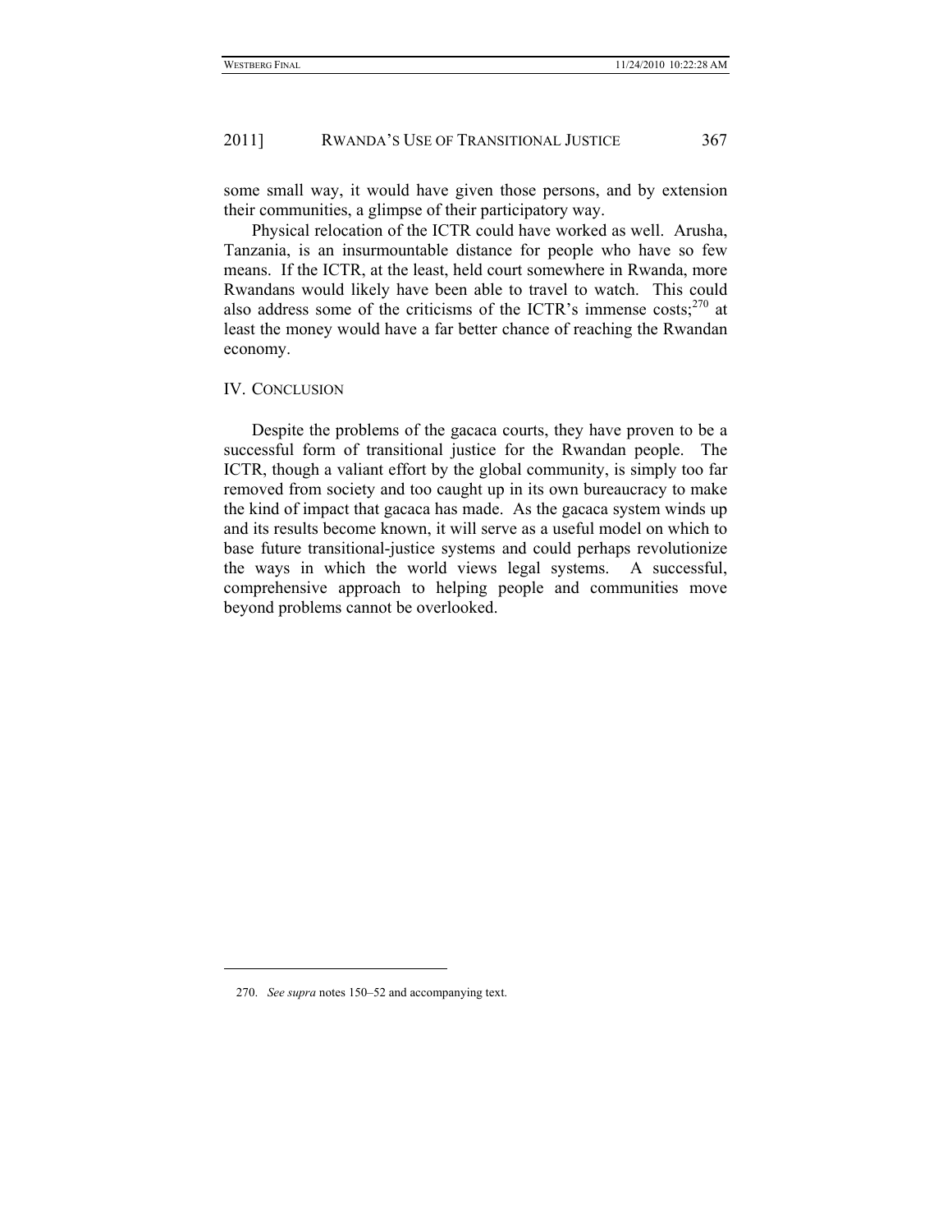some small way, it would have given those persons, and by extension their communities, a glimpse of their participatory way.

Physical relocation of the ICTR could have worked as well. Arusha, Tanzania, is an insurmountable distance for people who have so few means. If the ICTR, at the least, held court somewhere in Rwanda, more Rwandans would likely have been able to travel to watch. This could also address some of the criticisms of the ICTR's immense costs;[270] at least the money would have a far better chance of reaching the Rwandan economy.

## IV. Conclusion

Despite the problems of the gacaca courts, they have proven to be a successful form of transitional justice for the Rwandan people. The ICTR, though a valiant effort by the global community, is simply too far removed from society and too caught up in its own bureaucracy to make the kind of impact that gacaca has made. As the gacaca system winds up and its results become known, it will serve as a useful model on which to base future transitional-justice systems and could perhaps revolutionize the ways in which the world views legal systems. A successful, comprehensive approach to helping people and communities move beyond problems cannot be overlooked.

---

270. *See supra* notes 150–52 and accompanying text.